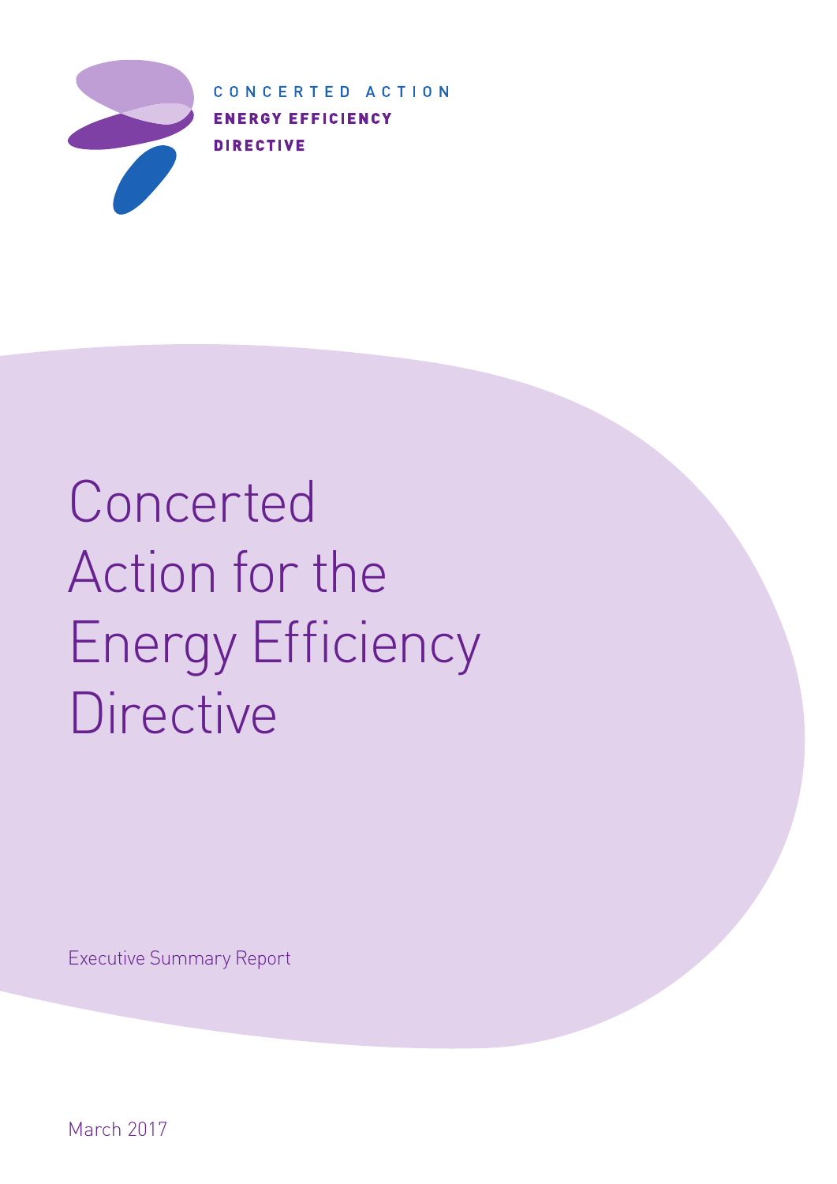CONCERTED ACTION
**ENERGY EFFICIENCY DIRECTIVE**

# Concerted Action for the Energy Efficiency Directive

Executive Summary Report

March 2017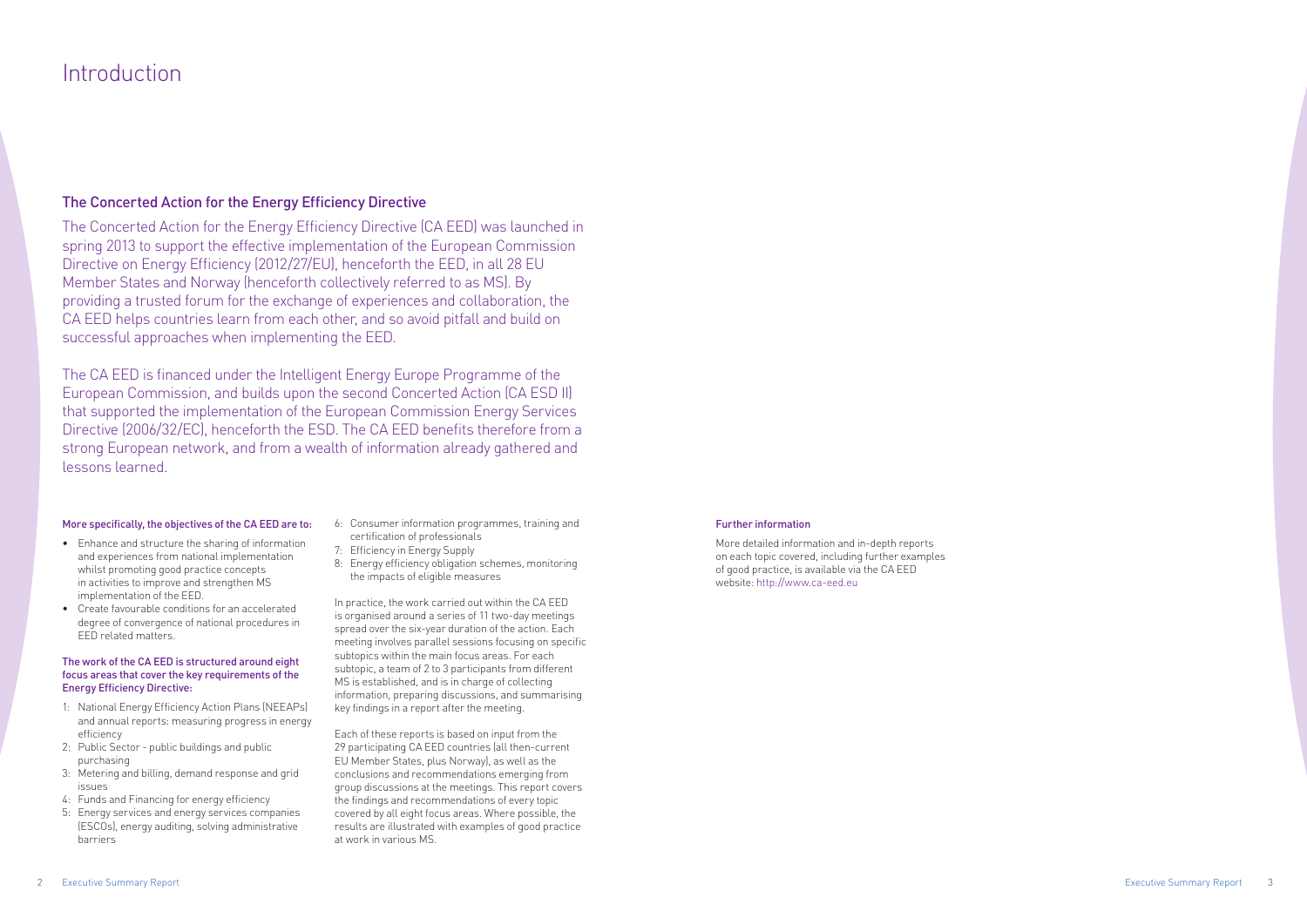# Introduction

## The Concerted Action for the Energy Efficiency Directive

The Concerted Action for the Energy Efficiency Directive (CA EED) was launched in spring 2013 to support the effective implementation of the European Commission Directive on Energy Efficiency (2012/27/EU), henceforth the EED, in all 28 EU Member States and Norway (henceforth collectively referred to as MS). By providing a trusted forum for the exchange of experiences and collaboration, the CA EED helps countries learn from each other, and so avoid pitfall and build on successful approaches when implementing the EED.

The CA EED is financed under the Intelligent Energy Europe Programme of the European Commission, and builds upon the second Concerted Action (CA ESD II) that supported the implementation of the European Commission Energy Services Directive (2006/32/EC), henceforth the ESD. The CA EED benefits therefore from a strong European network, and from a wealth of information already gathered and lessons learned.

#### More specifically, the objectives of the CA EED are to:

- Enhance and structure the sharing of information and experiences from national implementation whilst promoting good practice concepts in activities to improve and strengthen MS implementation of the EED.
- Create favourable conditions for an accelerated degree of convergence of national procedures in EED related matters.

#### The work of the CA EED is structured around eight focus areas that cover the key requirements of the Energy Efficiency Directive:

1: National Energy Efficiency Action Plans (NEEAPs) and annual reports: measuring progress in energy efficiency
2: Public Sector - public buildings and public purchasing
3: Metering and billing, demand response and grid issues
4: Funds and Financing for energy efficiency
5: Energy services and energy services companies (ESCOs), energy auditing, solving administrative barriers
6: Consumer information programmes, training and certification of professionals
7: Efficiency in Energy Supply
8: Energy efficiency obligation schemes, monitoring the impacts of eligible measures

In practice, the work carried out within the CA EED is organised around a series of 11 two-day meetings spread over the six-year duration of the action. Each meeting involves parallel sessions focusing on specific subtopics within the main focus areas. For each subtopic, a team of 2 to 3 participants from different MS is established, and is in charge of collecting information, preparing discussions, and summarising key findings in a report after the meeting.

Each of these reports is based on input from the 29 participating CA EED countries (all then-current EU Member States, plus Norway), as well as the conclusions and recommendations emerging from group discussions at the meetings. This report covers the findings and recommendations of every topic covered by all eight focus areas. Where possible, the results are illustrated with examples of good practice at work in various MS.

#### Further information

More detailed information and in-depth reports on each topic covered, including further examples of good practice, is available via the CA EED website: http://www.ca-eed.eu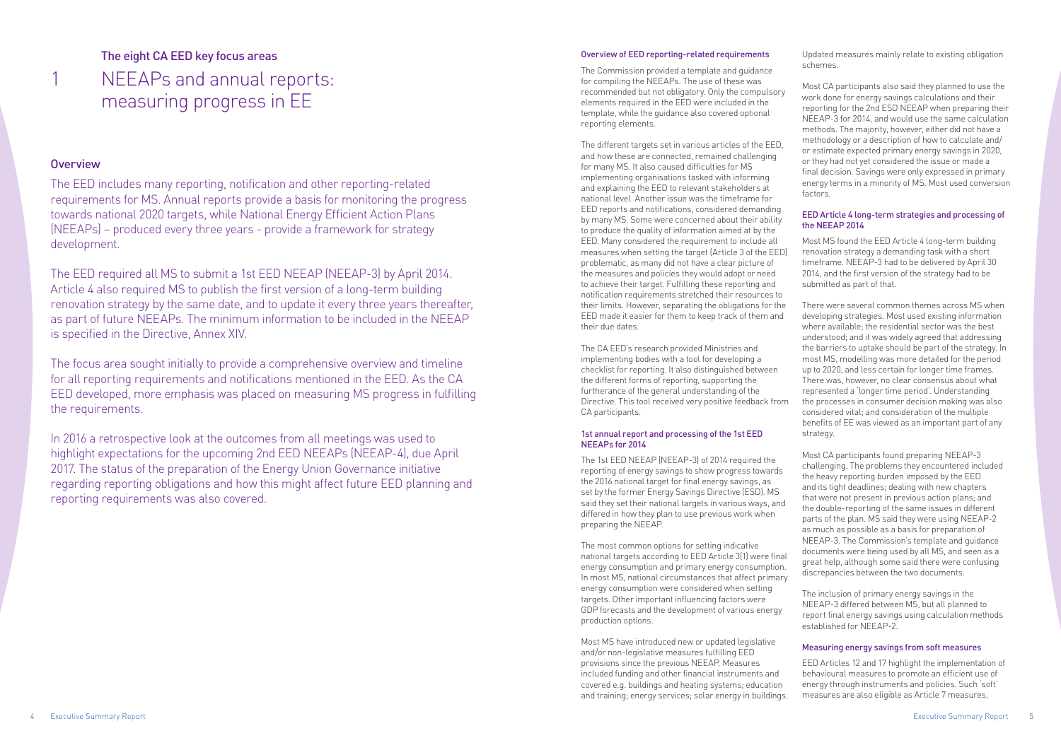## The eight CA EED key focus areas

# 1 NEEAPs and annual reports: measuring progress in EE

### Overview

The EED includes many reporting, notification and other reporting-related requirements for MS. Annual reports provide a basis for monitoring the progress towards national 2020 targets, while National Energy Efficient Action Plans (NEEAPs) – produced every three years - provide a framework for strategy development.

The EED required all MS to submit a 1st EED NEEAP (NEEAP-3) by April 2014. Article 4 also required MS to publish the first version of a long-term building renovation strategy by the same date, and to update it every three years thereafter, as part of future NEEAPs. The minimum information to be included in the NEEAP is specified in the Directive, Annex XIV.

The focus area sought initially to provide a comprehensive overview and timeline for all reporting requirements and notifications mentioned in the EED. As the CA EED developed, more emphasis was placed on measuring MS progress in fulfilling the requirements.

In 2016 a retrospective look at the outcomes from all meetings was used to highlight expectations for the upcoming 2nd EED NEEAPs (NEEAP-4), due April 2017. The status of the preparation of the Energy Union Governance initiative regarding reporting obligations and how this might affect future EED planning and reporting requirements was also covered.

#### Overview of EED reporting-related requirements

The Commission provided a template and guidance for compiling the NEEAPs. The use of these was recommended but not obligatory. Only the compulsory elements required in the EED were included in the template, while the guidance also covered optional reporting elements.

The different targets set in various articles of the EED, and how these are connected, remained challenging for many MS. It also caused difficulties for MS implementing organisations tasked with informing and explaining the EED to relevant stakeholders at national level. Another issue was the timeframe for EED reports and notifications, considered demanding by many MS. Some were concerned about their ability to produce the quality of information aimed at by the EED. Many considered the requirement to include all measures when setting the target (Article 3 of the EED) problematic, as many did not have a clear picture of the measures and policies they would adopt or need to achieve their target. Fulfilling these reporting and notification requirements stretched their resources to their limits. However, separating the obligations for the EED made it easier for them to keep track of them and their due dates.

The CA EED's research provided Ministries and implementing bodies with a tool for developing a checklist for reporting. It also distinguished between the different forms of reporting, supporting the furtherance of the general understanding of the Directive. This tool received very positive feedback from CA participants.

#### 1st annual report and processing of the 1st EED NEEAPs for 2014

The 1st EED NEEAP (NEEAP-3) of 2014 required the reporting of energy savings to show progress towards the 2016 national target for final energy savings, as set by the former Energy Savings Directive (ESD). MS said they set their national targets in various ways, and differed in how they plan to use previous work when preparing the NEEAP.

The most common options for setting indicative national targets according to EED Article 3(1) were final energy consumption and primary energy consumption. In most MS, national circumstances that affect primary energy consumption were considered when setting targets. Other important influencing factors were GDP forecasts and the development of various energy production options.

Most MS have introduced new or updated legislative and/or non-legislative measures fulfilling EED provisions since the previous NEEAP. Measures included funding and other financial instruments and covered e.g. buildings and heating systems; education and training; energy services; solar energy in buildings. Updated measures mainly relate to existing obligation schemes.

Most CA participants also said they planned to use the work done for energy savings calculations and their reporting for the 2nd ESD NEEAP when preparing their NEEAP-3 for 2014, and would use the same calculation methods. The majority, however, either did not have a methodology or a description of how to calculate and/or estimate expected primary energy savings in 2020, or they had not yet considered the issue or made a final decision. Savings were only expressed in primary energy terms in a minority of MS. Most used conversion factors.

#### EED Article 4 long-term strategies and processing of the NEEAP 2014

Most MS found the EED Article 4 long-term building renovation strategy a demanding task with a short timeframe. NEEAP-3 had to be delivered by April 30 2014, and the first version of the strategy had to be submitted as part of that.

There were several common themes across MS when developing strategies. Most used existing information where available; the residential sector was the best understood; and it was widely agreed that addressing the barriers to uptake should be part of the strategy. In most MS, modelling was more detailed for the period up to 2020, and less certain for longer time frames. There was, however, no clear consensus about what represented a 'longer time period'. Understanding the processes in consumer decision making was also considered vital; and consideration of the multiple benefits of EE was viewed as an important part of any strategy.

Most CA participants found preparing NEEAP-3 challenging. The problems they encountered included the heavy reporting burden imposed by the EED and its tight deadlines; dealing with new chapters that were not present in previous action plans; and the double-reporting of the same issues in different parts of the plan. MS said they were using NEEAP-2 as much as possible as a basis for preparation of NEEAP-3. The Commission's template and guidance documents were being used by all MS, and seen as a great help, although some said there were confusing discrepancies between the two documents.

The inclusion of primary energy savings in the NEEAP-3 differed between MS, but all planned to report final energy savings using calculation methods established for NEEAP-2.

#### Measuring energy savings from soft measures

EED Articles 12 and 17 highlight the implementation of behavioural measures to promote an efficient use of energy through instruments and policies. Such 'soft' measures are also eligible as Article 7 measures,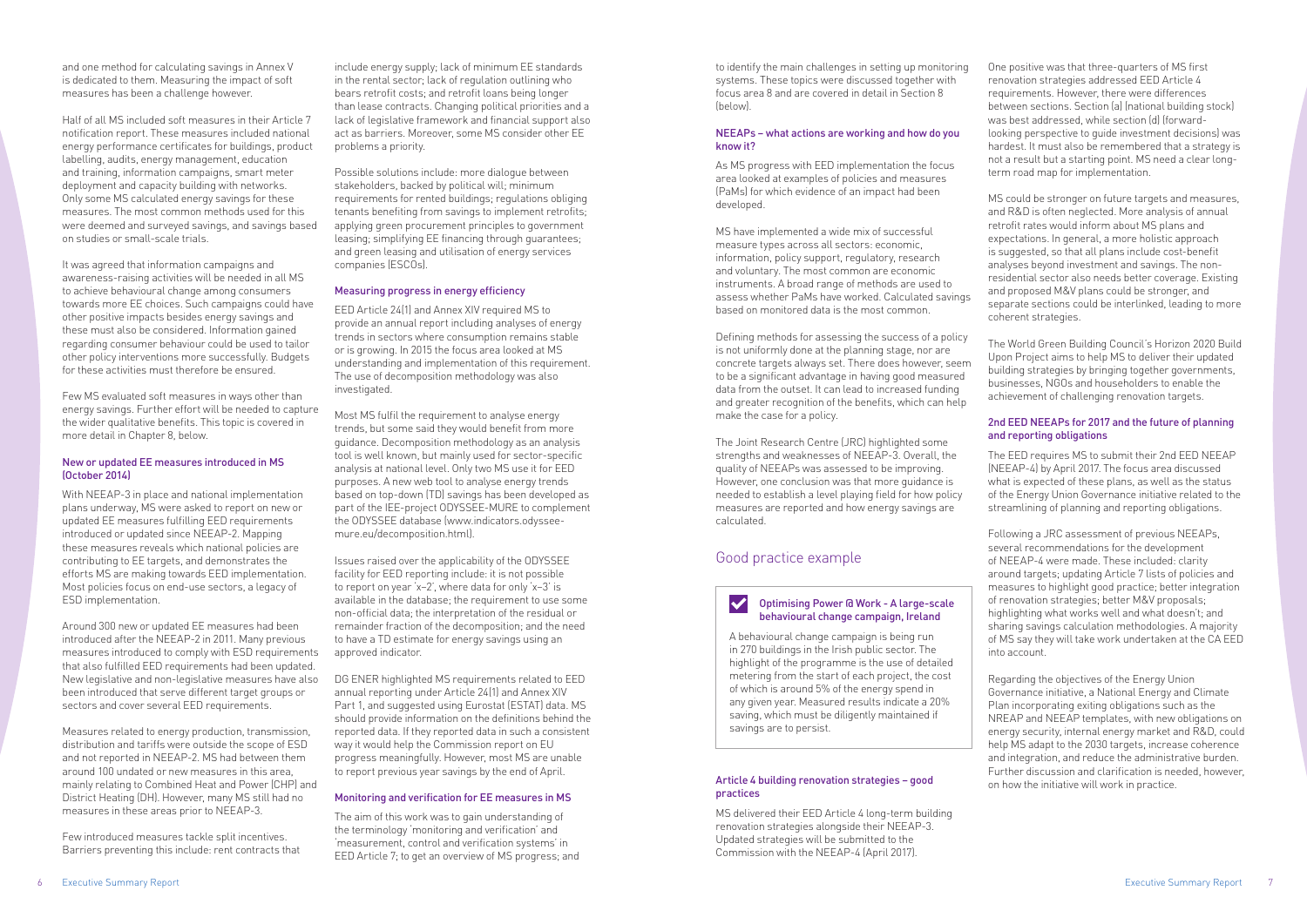and one method for calculating savings in Annex V is dedicated to them. Measuring the impact of soft measures has been a challenge however.

Half of all MS included soft measures in their Article 7 notification report. These measures included national energy performance certificates for buildings, product labelling, audits, energy management, education and training, information campaigns, smart meter deployment and capacity building with networks. Only some MS calculated energy savings for these measures. The most common methods used for this were deemed and surveyed savings, and savings based on studies or small-scale trials.

It was agreed that information campaigns and awareness-raising activities will be needed in all MS to achieve behavioural change among consumers towards more EE choices. Such campaigns could have other positive impacts besides energy savings and these must also be considered. Information gained regarding consumer behaviour could be used to tailor other policy interventions more successfully. Budgets for these activities must therefore be ensured.

Few MS evaluated soft measures in ways other than energy savings. Further effort will be needed to capture the wider qualitative benefits. This topic is covered in more detail in Chapter 8, below.

### New or updated EE measures introduced in MS (October 2014)

With NEEAP-3 in place and national implementation plans underway, MS were asked to report on new or updated EE measures fulfilling EED requirements introduced or updated since NEEAP-2. Mapping these measures reveals which national policies are contributing to EE targets, and demonstrates the efforts MS are making towards EED implementation. Most policies focus on end-use sectors, a legacy of ESD implementation.

Around 300 new or updated EE measures had been introduced after the NEEAP-2 in 2011. Many previous measures introduced to comply with ESD requirements that also fulfilled EED requirements had been updated. New legislative and non-legislative measures have also been introduced that serve different target groups or sectors and cover several EED requirements.

Measures related to energy production, transmission, distribution and tariffs were outside the scope of ESD and not reported in NEEAP-2. MS had between them around 100 undated or new measures in this area, mainly relating to Combined Heat and Power (CHP) and District Heating (DH). However, many MS still had no measures in these areas prior to NEEAP-3.

Few introduced measures tackle split incentives. Barriers preventing this include: rent contracts that include energy supply; lack of minimum EE standards in the rental sector; lack of regulation outlining who bears retrofit costs; and retrofit loans being longer than lease contracts. Changing political priorities and a lack of legislative framework and financial support also act as barriers. Moreover, some MS consider other EE problems a priority.

Possible solutions include: more dialogue between stakeholders, backed by political will; minimum requirements for rented buildings; regulations obliging tenants benefiting from savings to implement retrofits; applying green procurement principles to government leasing; simplifying EE financing through guarantees; and green leasing and utilisation of energy services companies (ESCOs).

### Measuring progress in energy efficiency

EED Article 24(1) and Annex XIV required MS to provide an annual report including analyses of energy trends in sectors where consumption remains stable or is growing. In 2015 the focus area looked at MS understanding and implementation of this requirement. The use of decomposition methodology was also investigated.

Most MS fulfil the requirement to analyse energy trends, but some said they would benefit from more guidance. Decomposition methodology as an analysis tool is well known, but mainly used for sector-specific analysis at national level. Only two MS use it for EED purposes. A new web tool to analyse energy trends based on top-down (TD) savings has been developed as part of the IEE-project ODYSSEE-MURE to complement the ODYSSEE database (www.indicators.odyssee-mure.eu/decomposition.html).

Issues raised over the applicability of the ODYSSEE facility for EED reporting include: it is not possible to report on year 'x–2', where data for only 'x–3' is available in the database; the requirement to use some non-official data; the interpretation of the residual or remainder fraction of the decomposition; and the need to have a TD estimate for energy savings using an approved indicator.

DG ENER highlighted MS requirements related to EED annual reporting under Article 24(1) and Annex XIV Part 1, and suggested using Eurostat (ESTAT) data. MS should provide information on the definitions behind the reported data. If they reported data in such a consistent way it would help the Commission report on EU progress meaningfully. However, most MS are unable to report previous year savings by the end of April.

### Monitoring and verification for EE measures in MS

The aim of this work was to gain understanding of the terminology 'monitoring and verification' and 'measurement, control and verification systems' in EED Article 7; to get an overview of MS progress; and to identify the main challenges in setting up monitoring systems. These topics were discussed together with focus area 8 and are covered in detail in Section 8 (below).

### NEEAPs – what actions are working and how do you know it?

As MS progress with EED implementation the focus area looked at examples of policies and measures (PaMs) for which evidence of an impact had been developed.

MS have implemented a wide mix of successful measure types across all sectors: economic, information, policy support, regulatory, research and voluntary. The most common are economic instruments. A broad range of methods are used to assess whether PaMs have worked. Calculated savings based on monitored data is the most common.

Defining methods for assessing the success of a policy is not uniformly done at the planning stage, nor are concrete targets always set. There does however, seem to be a significant advantage in having good measured data from the outset. It can lead to increased funding and greater recognition of the benefits, which can help make the case for a policy.

The Joint Research Centre (JRC) highlighted some strengths and weaknesses of NEEAP-3. Overall, the quality of NEEAPs was assessed to be improving. However, one conclusion was that more guidance is needed to establish a level playing field for how policy measures are reported and how energy savings are calculated.

## Good practice example

**Optimising Power @ Work - A large-scale behavioural change campaign, Ireland**

A behavioural change campaign is being run in 270 buildings in the Irish public sector. The highlight of the programme is the use of detailed metering from the start of each project, the cost of which is around 5% of the energy spend in any given year. Measured results indicate a 20% saving, which must be diligently maintained if savings are to persist.

### Article 4 building renovation strategies – good practices

MS delivered their EED Article 4 long-term building renovation strategies alongside their NEEAP-3. Updated strategies will be submitted to the Commission with the NEEAP-4 (April 2017).

One positive was that three-quarters of MS first renovation strategies addressed EED Article 4 requirements. However, there were differences between sections. Section (a) (national building stock) was best addressed, while section (d) (forward-looking perspective to guide investment decisions) was hardest. It must also be remembered that a strategy is not a result but a starting point. MS need a clear long-term road map for implementation.

MS could be stronger on future targets and measures, and R&D is often neglected. More analysis of annual retrofit rates would inform about MS plans and expectations. In general, a more holistic approach is suggested, so that all plans include cost-benefit analyses beyond investment and savings. The non-residential sector also needs better coverage. Existing and proposed M&V plans could be stronger, and separate sections could be interlinked, leading to more coherent strategies.

The World Green Building Council's Horizon 2020 Build Upon Project aims to help MS to deliver their updated building strategies by bringing together governments, businesses, NGOs and householders to enable the achievement of challenging renovation targets.

### 2nd EED NEEAPs for 2017 and the future of planning and reporting obligations

The EED requires MS to submit their 2nd EED NEEAP (NEEAP-4) by April 2017. The focus area discussed what is expected of these plans, as well as the status of the Energy Union Governance initiative related to the streamlining of planning and reporting obligations.

Following a JRC assessment of previous NEEAPs, several recommendations for the development of NEEAP-4 were made. These included: clarity around targets; updating Article 7 lists of policies and measures to highlight good practice; better integration of renovation strategies; better M&V proposals; highlighting what works well and what doesn't; and sharing savings calculation methodologies. A majority of MS say they will take work undertaken at the CA EED into account.

Regarding the objectives of the Energy Union Governance initiative, a National Energy and Climate Plan incorporating exiting obligations such as the NREAP and NEEAP templates, with new obligations on energy security, internal energy market and R&D, could help MS adapt to the 2030 targets, increase coherence and integration, and reduce the administrative burden. Further discussion and clarification is needed, however, on how the initiative will work in practice.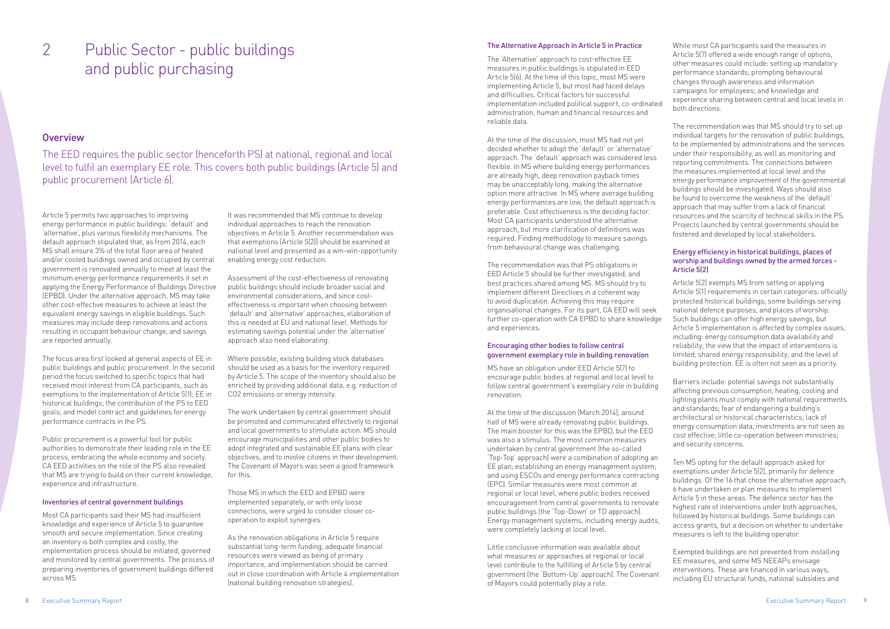# 2 Public Sector - public buildings and public purchasing

## Overview

The EED requires the public sector (henceforth PS) at national, regional and local level to fulfil an exemplary EE role. This covers both public buildings (Article 5) and public procurement (Article 6).

Article 5 permits two approaches to improving energy performance in public buildings: 'default' and 'alternative', plus various flexibility mechanisms. The default approach stipulated that, as from 2014, each MS shall ensure 3% of the total floor area of heated and/or cooled buildings owned and occupied by central government is renovated annually to meet at least the minimum energy performance requirements it set in applying the Energy Performance of Buildings Directive (EPBD). Under the alternative approach, MS may take other cost-effective measures to achieve at least the equivalent energy savings in eligible buildings. Such measures may include deep renovations and actions resulting in occupant behaviour change, and savings are reported annually.

The focus area first looked at general aspects of EE in public buildings and public procurement. In the second period the focus switched to specific topics that had received most interest from CA participants, such as exemptions to the implementation of Article 5(1); EE in historical buildings; the contribution of the PS to EED goals; and model contract and guidelines for energy performance contracts in the PS.

Public procurement is a powerful tool for public authorities to demonstrate their leading role in the EE process, embracing the whole economy and society. CA EED activities on the role of the PS also revealed that MS are trying to build on their current knowledge, experience and infrastructure.

### Inventories of central government buildings

Most CA participants said their MS had insufficient knowledge and experience of Article 5 to guarantee smooth and secure implementation. Since creating an inventory is both complex and costly, the implementation process should be initiated, governed and monitored by central governments. The process of preparing inventories of government buildings differed across MS.

It was recommended that MS continue to develop individual approaches to reach the renovation objectives in Article 5. Another recommendation was that exemptions (Article 5(2)) should be examined at national level and presented as a win-win-opportunity enabling energy cost reduction.

Assessment of the cost-effectiveness of renovating public buildings should include broader social and environmental considerations, and since cost-effectiveness is important when choosing between 'default' and 'alternative' approaches, elaboration of this is needed at EU and national level. Methods for estimating savings potential under the 'alternative' approach also need elaborating.

Where possible, existing building stock databases should be used as a basis for the inventory required by Article 5. The scope of the inventory should also be enriched by providing additional data, e.g. reduction of $CO_2$ emissions or energy intensity.

The work undertaken by central government should be promoted and communicated effectively to regional and local governments to stimulate action. MS should encourage municipalities and other public bodies to adopt integrated and sustainable EE plans with clear objectives, and to involve citizens in their development. The Covenant of Mayors was seen a good framework for this.

Those MS in which the EED and EPBD were implemented separately, or with only loose connections, were urged to consider closer co-operation to exploit synergies.

As the renovation obligations in Article 5 require substantial long-term funding, adequate financial resources were viewed as being of primary importance, and implementation should be carried out in close coordination with Article 4 implementation (national building renovation strategies).

### The Alternative Approach in Article 5 in Practice

The 'Alternative' approach to cost-effective EE measures in public buildings is stipulated in EED Article 5(6). At the time of this topic, most MS were implementing Article 5, but most had faced delays and difficulties. Critical factors for successful implementation included political support, co-ordinated administration, human and financial resources and reliable data.

At the time of the discussion, most MS had not yet decided whether to adopt the 'default' or 'alternative' approach. The 'default' approach was considered less flexible. In MS where building energy performances are already high, deep renovation payback times may be unacceptably long, making the alternative option more attractive. In MS where average building energy performances are low, the default approach is preferable. Cost effectiveness is the deciding factor. Most CA participants understood the alternative approach, but more clarification of definitions was required. Finding methodology to measure savings from behavioural change was challenging.

The recommendation was that PS obligations in EED Article 5 should be further investigated, and best practices shared among MS. MS should try to implement different Directives in a coherent way to avoid duplication. Achieving this may require organisational changes. For its part, CA EED will seek further co-operation with CA EPBD to share knowledge and experiences.

### Encouraging other bodies to follow central government exemplary role in building renovation

MS have an obligation under EED Article 5(7) to encourage public bodies at regional and local level to follow central government's exemplary role in building renovation.

At the time of the discussion (March 2014), around half of MS were already renovating public buildings. The main booster for this was the EPBD, but the EED was also a stimulus. The most common measures undertaken by central government (the so-called 'Top-Top' approach) were a combination of adopting an EE plan; establishing an energy management system; and using ESCOs and energy performance contracting (EPC). Similar measures were most common at regional or local level, where public bodies received encouragement from central governments to renovate public buildings (the 'Top-Down' or TD approach). Energy management systems, including energy audits, were completely lacking at local level.

Little conclusive information was available about what measures or approaches at regional or local level contribute to the fulfilling of Article 5 by central government (the 'Bottom-Up' approach). The Covenant of Mayors could potentially play a role.

While most CA participants said the measures in Article 5(7) offered a wide enough range of options, other measures could include: setting up mandatory performance standards; prompting behavioural changes through awareness and information campaigns for employees; and knowledge and experience sharing between central and local levels in both directions.

The recommendation was that MS should try to set up individual targets for the renovation of public buildings, to be implemented by administrations and the services under their responsibility, as well as monitoring and reporting commitments. The connections between the measures implemented at local level and the energy performance improvement of the governmental buildings should be investigated. Ways should also be found to overcome the weakness of the 'default' approach that may suffer from a lack of financial resources and the scarcity of technical skills in the PS. Projects launched by central governments should be fostered and developed by local stakeholders.

### Energy efficiency in historical buildings, places of worship and buildings owned by the armed forces - Article 5(2)

Article 5(2) exempts MS from setting or applying Article 5(1) requirements in certain categories: officially protected historical buildings; some buildings serving national defence purposes; and places of worship. Such buildings can offer high energy savings, but Article 5 implementation is affected by complex issues, including: energy consumption data availability and reliability; the view that the impact of interventions is limited; shared energy responsibility; and the level of building protection. EE is often not seen as a priority.

Barriers include: potential savings not substantially affecting previous consumption; heating, cooling and lighting plants must comply with national requirements and standards; fear of endangering a building's architectural or historical characteristics; lack of energy consumption data; investments are not seen as cost effective; little co-operation between ministries; and security concerns.

Ten MS opting for the default approach asked for exemptions under Article 5(2), primarily for defence buildings. Of the 16 that chose the alternative approach, 6 have undertaken or plan measures to implement Article 5 in these areas. The defence sector has the highest rate of interventions under both approaches, followed by historical buildings. Some buildings can access grants, but a decision on whether to undertake measures is left to the building operator.

Exempted buildings are not prevented from installing EE measures, and some MS NEEAPs envisage interventions. These are financed in various ways, including EU structural funds, national subsidies and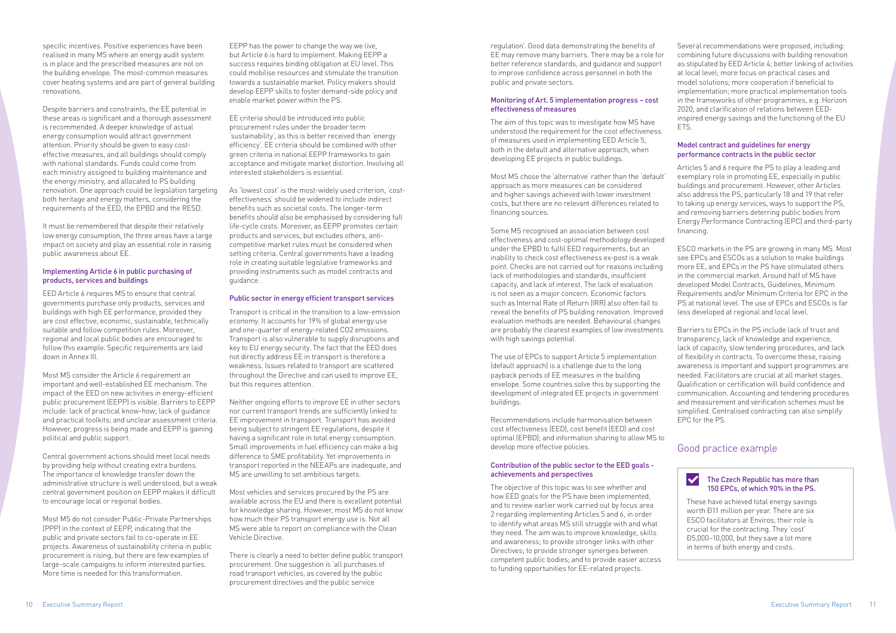specific incentives. Positive experiences have been realised in many MS where an energy audit system is in place and the prescribed measures are not on the building envelope. The most-common measures cover heating systems and are part of general building renovations.

Despite barriers and constraints, the EE potential in these areas is significant and a thorough assessment is recommended. A deeper knowledge of actual energy consumption would attract government attention. Priority should be given to easy cost-effective measures, and all buildings should comply with national standards. Funds could come from each ministry assigned to building maintenance and the energy ministry, and allocated to PS building renovation. One approach could be legislation targeting both heritage and energy matters, considering the requirements of the EED, the EPBD and the RESD.

It must be remembered that despite their relatively low energy consumption, the three areas have a large impact on society and play an essential role in raising public awareness about EE.

### Implementing Article 6 in public purchasing of products, services and buildings

EED Article 6 requires MS to ensure that central governments purchase only products, services and buildings with high EE performance, provided they are cost effective, economic, sustainable, technically suitable and follow competition rules. Moreover, regional and local public bodies are encouraged to follow this example. Specific requirements are laid down in Annex III.

Most MS consider the Article 6 requirement an important and well-established EE mechanism. The impact of the EED on new activities in energy-efficient public procurement (EEPP) is visible. Barriers to EEPP include: lack of practical know-how; lack of guidance and practical toolkits; and unclear assessment criteria. However, progress is being made and EEPP is gaining political and public support.

Central government actions should meet local needs by providing help without creating extra burdens. The importance of knowledge transfer down the administrative structure is well understood, but a weak central government position on EEPP makes it difficult to encourage local or regional bodies.

Most MS do not consider Public-Private Partnerships (PPP) in the context of EEPP, indicating that the public and private sectors fail to co-operate in EE projects. Awareness of sustainability criteria in public procurement is rising, but there are few examples of large-scale campaigns to inform interested parties. More time is needed for this transformation.

EEPP has the power to change the way we live, but Article 6 is hard to implement. Making EEPP a success requires binding obligation at EU level. This could mobilise resources and stimulate the transition towards a sustainable market. Policy makers should develop EEPP skills to foster demand-side policy and enable market power within the PS.

EE criteria should be introduced into public procurement rules under the broader term 'sustainability', as this is better received than 'energy efficiency'. EE criteria should be combined with other green criteria in national EEPP frameworks to gain acceptance and mitigate market distortion. Involving all interested stakeholders is essential.

As 'lowest cost' is the most-widely used criterion, 'cost-effectiveness' should be widened to include indirect benefits such as societal costs. The longer-term benefits should also be emphasised by considering full life-cycle costs. Moreover, as EEPP promotes certain products and services, but excludes others, anti-competitive market rules must be considered when setting criteria. Central governments have a leading role in creating suitable legislative frameworks and providing instruments such as model contracts and guidance.

### Public sector in energy efficient transport services

Transport is critical in the transition to a low-emission economy. It accounts for 19% of global energy use and one-quarter of energy-related $CO_2$ emissions. Transport is also vulnerable to supply disruptions and key to EU energy security. The fact that the EED does not directly address EE in transport is therefore a weakness. Issues related to transport are scattered throughout the Directive and can used to improve EE, but this requires attention.

Neither ongoing efforts to improve EE in other sectors nor current transport trends are sufficiently linked to EE improvement in transport. Transport has avoided being subject to stringent EE regulations, despite it having a significant role in total energy consumption. Small improvements in fuel efficiency can make a big difference to SME profitability. Yet improvements in transport reported in the NEEAPs are inadequate, and MS are unwilling to set ambitious targets.

Most vehicles and services procured by the PS are available across the EU and there is excellent potential for knowledge sharing. However, most MS do not know how much their PS transport energy use is. Not all MS were able to report on compliance with the Clean Vehicle Directive.

There is clearly a need to better define public transport procurement. One suggestion is 'all purchases of road transport vehicles, as covered by the public procurement directives and the public service regulation'. Good data demonstrating the benefits of EE may remove many barriers. There may be a role for better reference standards, and guidance and support to improve confidence across personnel in both the public and private sectors.

### Monitoring of Art. 5 implementation progress – cost effectiveness of measures

The aim of this topic was to investigate how MS have understood the requirement for the cost effectiveness of measures used in implementing EED Article 5, both in the default and alternative approach, when developing EE projects in public buildings.

Most MS chose the 'alternative' rather than the 'default' approach as more measures can be considered and higher savings achieved with lower investment costs, but there are no relevant differences related to financing sources.

Some MS recognised an association between cost effectiveness and cost-optimal methodology developed under the EPBD to fulfil EED requirements, but an inability to check cost effectiveness ex-post is a weak point. Checks are not carried out for reasons including lack of methodologies and standards, insufficient capacity, and lack of interest. The lack of evaluation is not seen as a major concern. Economic factors such as Internal Rate of Return (IRR) also often fail to reveal the benefits of PS building renovation. Improved evaluation methods are needed. Behavioural changes are probably the clearest examples of low investments with high savings potential.

The use of EPCs to support Article 5 implementation (default approach) is a challenge due to the long payback periods of EE measures in the building envelope. Some countries solve this by supporting the development of integrated EE projects in government buildings.

Recommendations include harmonisation between cost effectiveness (EED), cost benefit (EED) and cost optimal (EPBD); and information sharing to allow MS to develop more effective policies.

### Contribution of the public sector to the EED goals - achievements and perspectives

The objective of this topic was to see whether and how EED goals for the PS have been implemented, and to review earlier work carried out by focus area 2 regarding implementing Articles 5 and 6, in order to identify what areas MS still struggle with and what they need. The aim was to improve knowledge, skills and awareness; to provide stronger links with other Directives; to provide stronger synergies between competent public bodies; and to provide easier access to funding opportunities for EE-related projects.

Several recommendations were proposed, including: combining future discussions with building renovation as stipulated by EED Article 4; better linking of activities at local level; more focus on practical cases and model solutions; more cooperation if beneficial to implementation; more practical implementation tools in the frameworks of other programmes, e.g. Horizon 2020; and clarification of relations between EED-inspired energy savings and the functioning of the EU ETS.

### Model contract and guidelines for energy performance contracts in the public sector

Articles 5 and 6 require the PS to play a leading and exemplary role in promoting EE, especially in public buildings and procurement. However, other Articles also address the PS, particularly 18 and 19 that refer to taking up energy services, ways to support the PS, and removing barriers deterring public bodies from Energy Performance Contracting (EPC) and third-party financing.

ESCO markets in the PS are growing in many MS. Most see EPCs and ESCOs as a solution to make buildings more EE, and EPCs in the PS have stimulated others in the commercial market. Around half of MS have developed Model Contracts, Guidelines, Minimum Requirements and/or Minimum Criteria for EPC in the PS at national level. The use of EPCs and ESCOs is far less developed at regional and local level.

Barriers to EPCs in the PS include lack of trust and transparency, lack of knowledge and experience, lack of capacity, slow tendering procedures, and lack of flexibility in contracts. To overcome these, raising awareness is important and support programmes are needed. Facilitators are crucial at all market stages. Qualification or certification will build confidence and communication. Accounting and tendering procedures and measurement and verification schemes must be simplified. Centralised contracting can also simplify EPC for the PS.

## Good practice example

**The Czech Republic has more than 150 EPCs, of which 90% in the PS.**

These have achieved total energy savings worth Đ11 million per year. There are six ESCO facilitators at Enviros; their role is crucial for the contracting. They 'cost' Đ5,000–10,000, but they save a lot more in terms of both energy and costs.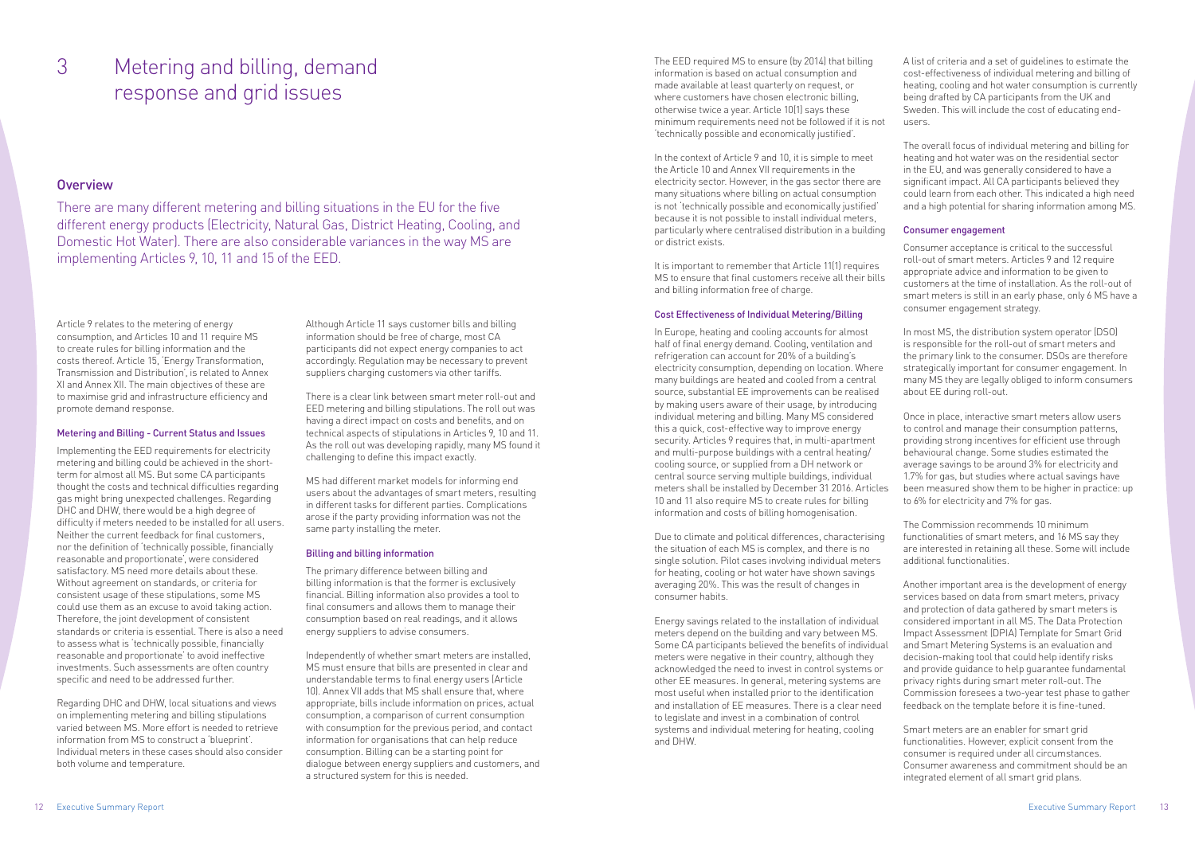# 3 Metering and billing, demand response and grid issues

## Overview

There are many different metering and billing situations in the EU for the five different energy products (Electricity, Natural Gas, District Heating, Cooling, and Domestic Hot Water). There are also considerable variances in the way MS are implementing Articles 9, 10, 11 and 15 of the EED.

Article 9 relates to the metering of energy consumption, and Articles 10 and 11 require MS to create rules for billing information and the costs thereof. Article 15, 'Energy Transformation, Transmission and Distribution', is related to Annex XI and Annex XII. The main objectives of these are to maximise grid and infrastructure efficiency and promote demand response.

### Metering and Billing - Current Status and Issues

Implementing the EED requirements for electricity metering and billing could be achieved in the short-term for almost all MS. But some CA participants thought the costs and technical difficulties regarding gas might bring unexpected challenges. Regarding DHC and DHW, there would be a high degree of difficulty if meters needed to be installed for all users. Neither the current feedback for final customers, nor the definition of 'technically possible, financially reasonable and proportionate', were considered satisfactory. MS need more details about these. Without agreement on standards, or criteria for consistent usage of these stipulations, some MS could use them as an excuse to avoid taking action. Therefore, the joint development of consistent standards or criteria is essential. There is also a need to assess what is 'technically possible, financially reasonable and proportionate' to avoid ineffective investments. Such assessments are often country specific and need to be addressed further.

Regarding DHC and DHW, local situations and views on implementing metering and billing stipulations varied between MS. More effort is needed to retrieve information from MS to construct a 'blueprint'. Individual meters in these cases should also consider both volume and temperature.

Although Article 11 says customer bills and billing information should be free of charge, most CA participants did not expect energy companies to act accordingly. Regulation may be necessary to prevent suppliers charging customers via other tariffs.

There is a clear link between smart meter roll-out and EED metering and billing stipulations. The roll out was having a direct impact on costs and benefits, and on technical aspects of stipulations in Articles 9, 10 and 11. As the roll out was developing rapidly, many MS found it challenging to define this impact exactly.

MS had different market models for informing end users about the advantages of smart meters, resulting in different tasks for different parties. Complications arose if the party providing information was not the same party installing the meter.

### Billing and billing information

The primary difference between billing and billing information is that the former is exclusively financial. Billing information also provides a tool to final consumers and allows them to manage their consumption based on real readings, and it allows energy suppliers to advise consumers.

Independently of whether smart meters are installed, MS must ensure that bills are presented in clear and understandable terms to final energy users (Article 10). Annex VII adds that MS shall ensure that, where appropriate, bills include information on prices, actual consumption, a comparison of current consumption with consumption for the previous period, and contact information for organisations that can help reduce consumption. Billing can be a starting point for dialogue between energy suppliers and customers, and a structured system for this is needed.

The EED required MS to ensure (by 2014) that billing information is based on actual consumption and made available at least quarterly on request, or where customers have chosen electronic billing, otherwise twice a year. Article 10(1) says these minimum requirements need not be followed if it is not 'technically possible and economically justified'.

In the context of Article 9 and 10, it is simple to meet the Article 10 and Annex VII requirements in the electricity sector. However, in the gas sector there are many situations where billing on actual consumption is not 'technically possible and economically justified' because it is not possible to install individual meters, particularly where centralised distribution in a building or district exists.

It is important to remember that Article 11(1) requires MS to ensure that final customers receive all their bills and billing information free of charge.

### Cost Effectiveness of Individual Metering/Billing

In Europe, heating and cooling accounts for almost half of final energy demand. Cooling, ventilation and refrigeration can account for 20% of a building's electricity consumption, depending on location. Where many buildings are heated and cooled from a central source, substantial EE improvements can be realised by making users aware of their usage, by introducing individual metering and billing. Many MS considered this a quick, cost-effective way to improve energy security. Articles 9 requires that, in multi-apartment and multi-purpose buildings with a central heating/cooling source, or supplied from a DH network or central source serving multiple buildings, individual meters shall be installed by December 31 2016. Articles 10 and 11 also require MS to create rules for billing information and costs of billing homogenisation.

Due to climate and political differences, characterising the situation of each MS is complex, and there is no single solution. Pilot cases involving individual meters for heating, cooling or hot water have shown savings averaging 20%. This was the result of changes in consumer habits.

Energy savings related to the installation of individual meters depend on the building and vary between MS. Some CA participants believed the benefits of individual meters were negative in their country, although they acknowledged the need to invest in control systems or other EE measures. In general, metering systems are most useful when installed prior to the identification and installation of EE measures. There is a clear need to legislate and invest in a combination of control systems and individual metering for heating, cooling and DHW.

A list of criteria and a set of guidelines to estimate the cost-effectiveness of individual metering and billing of heating, cooling and hot water consumption is currently being drafted by CA participants from the UK and Sweden. This will include the cost of educating end-users.

The overall focus of individual metering and billing for heating and hot water was on the residential sector in the EU, and was generally considered to have a significant impact. All CA participants believed they could learn from each other. This indicated a high need and a high potential for sharing information among MS.

### Consumer engagement

Consumer acceptance is critical to the successful roll-out of smart meters. Articles 9 and 12 require appropriate advice and information to be given to customers at the time of installation. As the roll-out of smart meters is still in an early phase, only 6 MS have a consumer engagement strategy.

In most MS, the distribution system operator (DSO) is responsible for the roll-out of smart meters and the primary link to the consumer. DSOs are therefore strategically important for consumer engagement. In many MS they are legally obliged to inform consumers about EE during roll-out.

Once in place, interactive smart meters allow users to control and manage their consumption patterns, providing strong incentives for efficient use through behavioural change. Some studies estimated the average savings to be around 3% for electricity and 1.7% for gas, but studies where actual savings have been measured show them to be higher in practice: up to 6% for electricity and 7% for gas.

The Commission recommends 10 minimum functionalities of smart meters, and 16 MS say they are interested in retaining all these. Some will include additional functionalities.

Another important area is the development of energy services based on data from smart meters, privacy and protection of data gathered by smart meters is considered important in all MS. The Data Protection Impact Assessment (DPIA) Template for Smart Grid and Smart Metering Systems is an evaluation and decision-making tool that could help identify risks and provide guidance to help guarantee fundamental privacy rights during smart meter roll-out. The Commission foresees a two-year test phase to gather feedback on the template before it is fine-tuned.

Smart meters are an enabler for smart grid functionalities. However, explicit consent from the consumer is required under all circumstances. Consumer awareness and commitment should be an integrated element of all smart grid plans.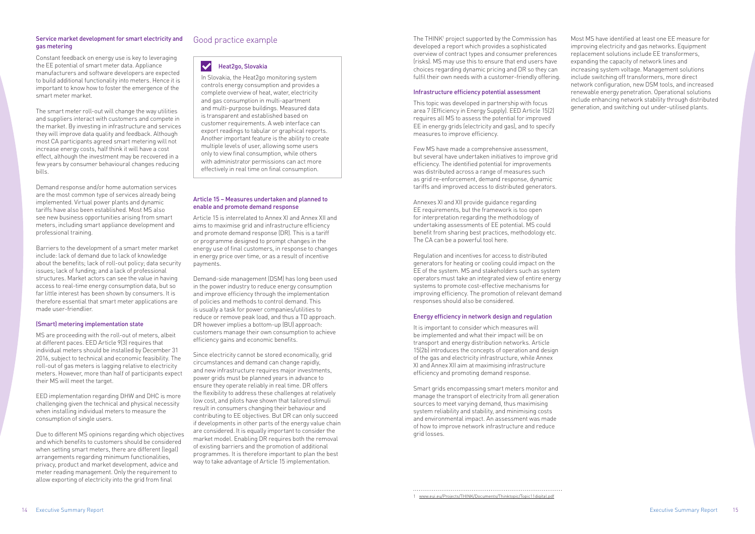### Service market development for smart electricity and gas metering

Constant feedback on energy use is key to leveraging the EE potential of smart meter data. Appliance manufacturers and software developers are expected to build additional functionality into meters. Hence it is important to know how to foster the emergence of the smart meter market.

The smart meter roll-out will change the way utilities and suppliers interact with customers and compete in the market. By investing in infrastructure and services they will improve data quality and feedback. Although most CA participants agreed smart metering will not increase energy costs, half think it will have a cost effect, although the investment may be recovered in a few years by consumer behavioural changes reducing bills.

Demand response and/or home automation services are the most common type of services already being implemented. Virtual power plants and dynamic tariffs have also been established. Most MS also see new business opportunities arising from smart meters, including smart appliance development and professional training.

Barriers to the development of a smart meter market include: lack of demand due to lack of knowledge about the benefits; lack of roll-out policy; data security issues; lack of funding; and a lack of professional structures. Market actors can see the value in having access to real-time energy consumption data, but so far little interest has been shown by consumers. It is therefore essential that smart meter applications are made user-friendlier.

### (Smart) metering implementation state

MS are proceeding with the roll-out of meters, albeit at different paces. EED Article 9(3) requires that individual meters should be installed by December 31 2016, subject to technical and economic feasibility. The roll-out of gas meters is lagging relative to electricity meters. However, more than half of participants expect their MS will meet the target.

EED implementation regarding DHW and DHC is more challenging given the technical and physical necessity when installing individual meters to measure the consumption of single users.

Due to different MS opinions regarding which objectives and which benefits to customers should be considered when setting smart meters, there are different (legal) arrangements regarding minimum functionalities, privacy, product and market development, advice and meter reading management. Only the requirement to allow exporting of electricity into the grid from final

## Good practice example

> **Heat2go, Slovakia**
>
> In Slovakia, the Heat2go monitoring system controls energy consumption and provides a complete overview of heat, water, electricity and gas consumption in multi-apartment and multi-purpose buildings. Measured data is transparent and established based on customer requirements. A web interface can export readings to tabular or graphical reports. Another important feature is the ability to create multiple levels of user, allowing some users only to view final consumption, while others with administrator permissions can act more effectively in real time on final consumption.

### Article 15 – Measures undertaken and planned to enable and promote demand response

Article 15 is interrelated to Annex XI and Annex XII and aims to maximise grid and infrastructure efficiency and promote demand response (DR). This is a tariff or programme designed to prompt changes in the energy use of final customers, in response to changes in energy price over time, or as a result of incentive payments.

Demand-side management (DSM) has long been used in the power industry to reduce energy consumption and improve efficiency through the implementation of policies and methods to control demand. This is usually a task for power companies/utilities to reduce or remove peak load, and thus a TD approach. DR however implies a bottom-up (BU) approach: customers manage their own consumption to achieve efficiency gains and economic benefits.

Since electricity cannot be stored economically, grid circumstances and demand can change rapidly, and new infrastructure requires major investments, power grids must be planned years in advance to ensure they operate reliably in real time. DR offers the flexibility to address these challenges at relatively low cost, and pilots have shown that tailored stimuli result in consumers changing their behaviour and contributing to EE objectives. But DR can only succeed if developments in other parts of the energy value chain are considered. It is equally important to consider the market model. Enabling DR requires both the removal of existing barriers and the promotion of additional programmes. It is therefore important to plan the best way to take advantage of Article 15 implementation.

The THINK[1] project supported by the Commission has developed a report which provides a sophisticated overview of contract types and consumer preferences (risks). MS may use this to ensure that end users have choices regarding dynamic pricing and DR so they can fulfil their own needs with a customer-friendly offering.

### Infrastructure efficiency potential assessment

This topic was developed in partnership with focus area 7 (Efficiency in Energy Supply). EED Article 15(2) requires all MS to assess the potential for improved EE in energy grids (electricity and gas), and to specify measures to improve efficiency.

Few MS have made a comprehensive assessment, but several have undertaken initiatives to improve grid efficiency. The identified potential for improvements was distributed across a range of measures such as grid re-enforcement, demand response, dynamic tariffs and improved access to distributed generators.

Annexes XI and XII provide guidance regarding EE requirements, but the framework is too open for interpretation regarding the methodology of undertaking assessments of EE potential. MS could benefit from sharing best practices, methodology etc. The CA can be a powerful tool here.

Regulation and incentives for access to distributed generators for heating or cooling could impact on the EE of the system. MS and stakeholders such as system operators must take an integrated view of entire energy systems to promote cost-effective mechanisms for improving efficiency. The promotion of relevant demand responses should also be considered.

### Energy efficiency in network design and regulation

It is important to consider which measures will be implemented and what their impact will be on transport and energy distribution networks. Article 15(2b) introduces the concepts of operation and design of the gas and electricity infrastructure, while Annex XI and Annex XII aim at maximising infrastructure efficiency and promoting demand response.

Smart grids encompassing smart meters monitor and manage the transport of electricity from all generation sources to meet varying demand, thus maximising system reliability and stability, and minimising costs and environmental impact. An assessment was made of how to improve network infrastructure and reduce grid losses.

Most MS have identified at least one EE measure for improving electricity and gas networks. Equipment replacement solutions include EE transformers, expanding the capacity of network lines and increasing system voltage. Management solutions include switching off transformers, more direct network configuration, new DSM tools, and increased renewable energy penetration. Operational solutions include enhancing network stability through distributed generation, and switching out under-utilised plants.

---

1 www.eui.eu/Projects/THINK/Documents/Thinktopic/Topic11digital.pdf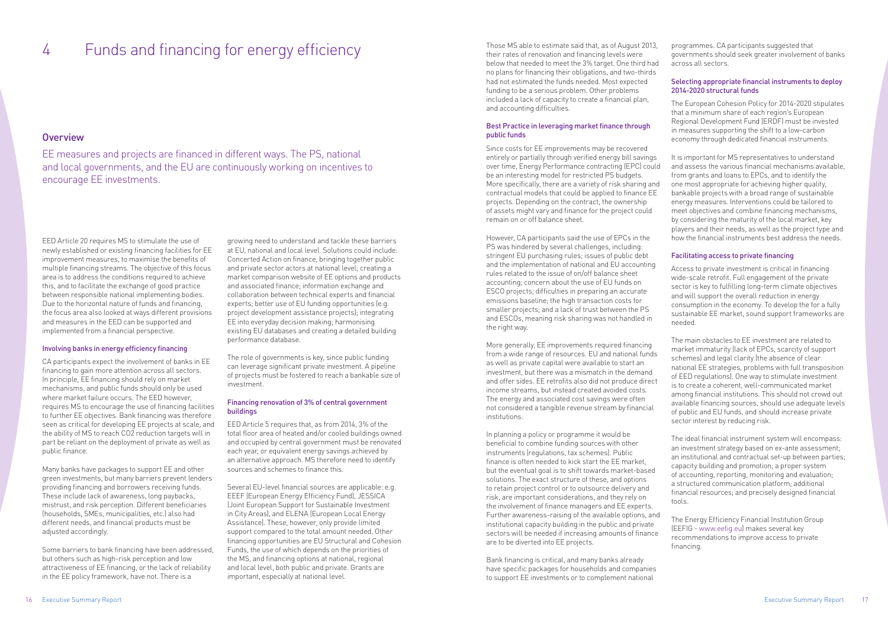# 4 Funds and financing for energy efficiency

## Overview

EE measures and projects are financed in different ways. The PS, national and local governments, and the EU are continuously working on incentives to encourage EE investments.

EED Article 20 requires MS to stimulate the use of newly established or existing financing facilities for EE improvement measures, to maximise the benefits of multiple financing streams. The objective of this focus area is to address the conditions required to achieve this, and to facilitate the exchange of good practice between responsible national implementing bodies. Due to the horizontal nature of funds and financing, the focus area also looked at ways different provisions and measures in the EED can be supported and implemented from a financial perspective.

### Involving banks in energy efficiency financing

CA participants expect the involvement of banks in EE financing to gain more attention across all sectors. In principle, EE financing should rely on market mechanisms, and public funds should only be used where market failure occurs. The EED however, requires MS to encourage the use of financing facilities to further EE objectives. Bank financing was therefore seen as critical for developing EE projects at scale, and the ability of MS to reach CO2 reduction targets will in part be reliant on the deployment of private as well as public finance.

Many banks have packages to support EE and other green investments, but many barriers prevent lenders providing financing and borrowers receiving funds. These include lack of awareness, long paybacks, mistrust, and risk perception. Different beneficiaries (households, SMEs, municipalities, etc.) also had different needs, and financial products must be adjusted accordingly.

Some barriers to bank financing have been addressed, but others such as high-risk perception and low attractiveness of EE financing, or the lack of reliability in the EE policy framework, have not. There is a growing need to understand and tackle these barriers at EU, national and local level. Solutions could include: Concerted Action on finance, bringing together public and private sector actors at national level; creating a market comparison website of EE options and products and associated finance; information exchange and collaboration between technical experts and financial experts; better use of EU funding opportunities (e.g. project development assistance projects); integrating EE into everyday decision making; harmonising existing EU databases and creating a detailed building performance database.

The role of governments is key, since public funding can leverage significant private investment. A pipeline of projects must be fostered to reach a bankable size of investment.

### Financing renovation of 3% of central government buildings

EED Article 5 requires that, as from 2014, 3% of the total floor area of heated and/or cooled buildings owned and occupied by central government must be renovated each year, or equivalent energy savings achieved by an alternative approach. MS therefore need to identify sources and schemes to finance this.

Several EU-level financial sources are applicable: e.g. EEEF (European Energy Efficiency Fund), JESSICA (Joint European Support for Sustainable Investment in City Areas), and ELENA (European Local Energy Assistance). These, however, only provide limited support compared to the total amount needed. Other financing opportunities are EU Structural and Cohesion Funds, the use of which depends on the priorities of the MS, and financing options at national, regional and local level, both public and private. Grants are important, especially at national level.

Those MS able to estimate said that, as of August 2013, their rates of renovation and financing levels were below that needed to meet the 3% target. One third had no plans for financing their obligations, and two-thirds had not estimated the funds needed. Most expected funding to be a serious problem. Other problems included a lack of capacity to create a financial plan, and accounting difficulties.

### Best Practice in leveraging market finance through public funds

Since costs for EE improvements may be recovered entirely or partially through verified energy bill savings over time, Energy Performance contracting (EPC) could be an interesting model for restricted PS budgets. More specifically, there are a variety of risk sharing and contractual models that could be applied to finance EE projects. Depending on the contract, the ownership of assets might vary and finance for the project could remain on or off balance sheet.

However, CA participants said the use of EPCs in the PS was hindered by several challenges, including: stringent EU purchasing rules; issues of public debt and the implementation of national and EU accounting rules related to the issue of on/off balance sheet accounting; concern about the use of EU funds on ESCO projects; difficulties in preparing an accurate emissions baseline; the high transaction costs for smaller projects; and a lack of trust between the PS and ESCOs, meaning risk sharing was not handled in the right way.

More generally, EE improvements required financing from a wide range of resources. EU and national funds as well as private capital were available to start an investment, but there was a mismatch in the demand and offer sides. EE retrofits also did not produce direct income streams, but instead created avoided costs. The energy and associated cost savings were often not considered a tangible revenue stream by financial institutions.

In planning a policy or programme it would be beneficial to combine funding sources with other instruments (regulations, tax schemes). Public finance is often needed to kick start the EE market, but the eventual goal is to shift towards market-based solutions. The exact structure of these, and options to retain project control or to outsource delivery and risk, are important considerations, and they rely on the involvement of finance managers and EE experts. Further awareness-raising of the available options, and institutional capacity building in the public and private sectors will be needed if increasing amounts of finance are to be diverted into EE projects.

Bank financing is critical, and many banks already have specific packages for households and companies to support EE investments or to complement national programmes. CA participants suggested that governments should seek greater involvement of banks across all sectors.

### Selecting appropriate financial instruments to deploy 2014-2020 structural funds

The European Cohesion Policy for 2014-2020 stipulates that a minimum share of each region's European Regional Development Fund (ERDF) must be invested in measures supporting the shift to a low-carbon economy through dedicated financial instruments.

It is important for MS representatives to understand and assess the various financial mechanisms available, from grants and loans to EPCs, and to identify the one most appropriate for achieving higher quality, bankable projects with a broad range of sustainable energy measures. Interventions could be tailored to meet objectives and combine financing mechanisms, by considering the maturity of the local market, key players and their needs, as well as the project type and how the financial instruments best address the needs.

### Facilitating access to private financing

Access to private investment is critical in financing wide-scale retrofit. Full engagement of the private sector is key to fulfilling long-term climate objectives and will support the overall reduction in energy consumption in the economy. To develop the for a fully sustainable EE market, sound support frameworks are needed.

The main obstacles to EE investment are related to market immaturity (lack of EPCs, scarcity of support schemes) and legal clarity (the absence of clear national EE strategies, problems with full transposition of EED regulations). One way to stimulate investment is to create a coherent, well-communicated market among financial institutions. This should not crowd out available financing sources, should use adequate levels of public and EU funds, and should increase private sector interest by reducing risk.

The ideal financial instrument system will encompass: an investment strategy based on ex-ante assessment; an institutional and contractual set-up between parties; capacity building and promotion; a proper system of accounting, reporting, monitoring and evaluation; a structured communication platform; additional financial resources; and precisely designed financial tools.

The Energy Efficiency Financial Institution Group (EEFIG - www.eefig.eu) makes several key recommendations to improve access to private financing.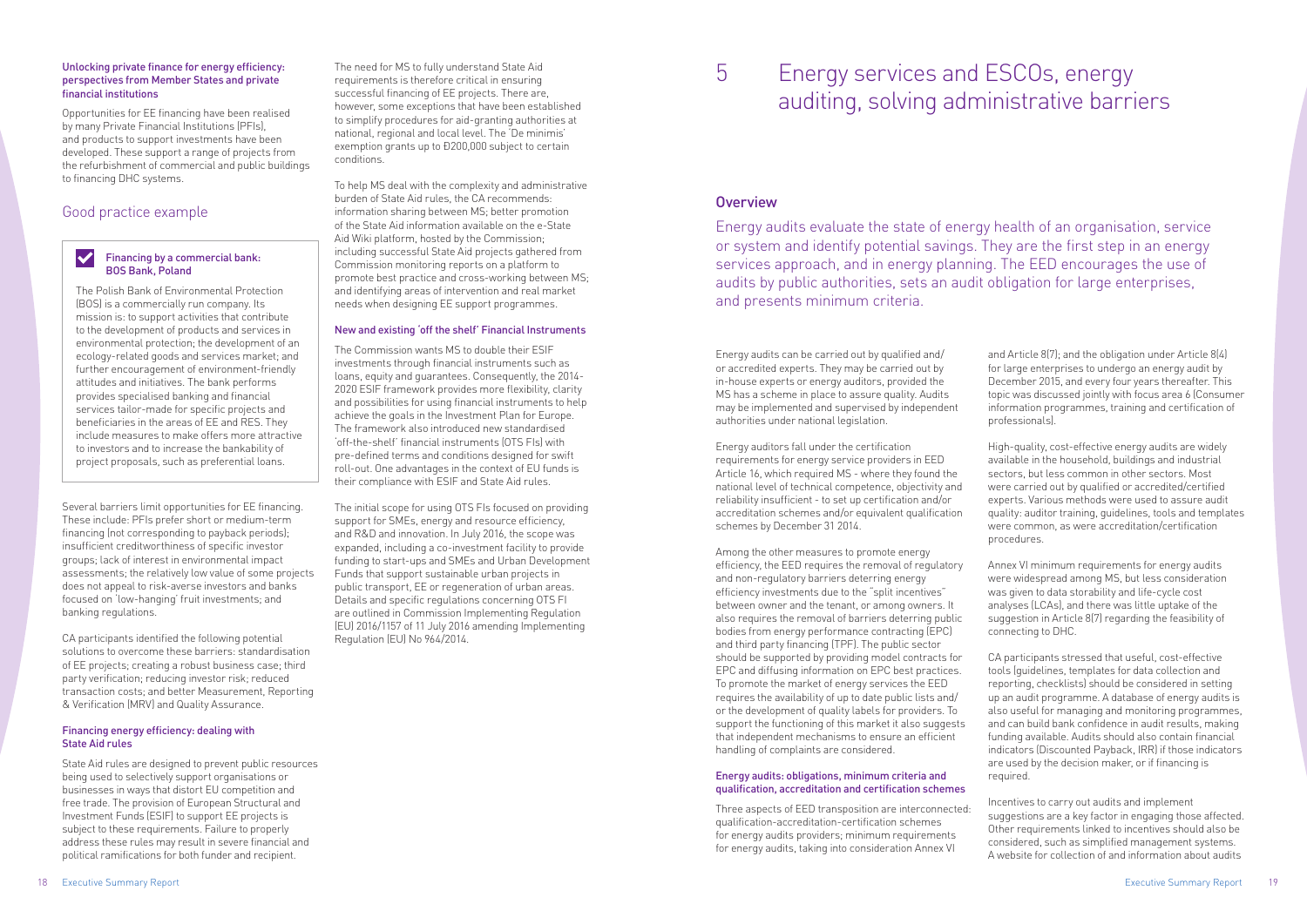#### Unlocking private finance for energy efficiency: perspectives from Member States and private financial institutions

Opportunities for EE financing have been realised by many Private Financial Institutions (PFIs), and products to support investments have been developed. These support a range of projects from the refurbishment of commercial and public buildings to financing DHC systems.

### Good practice example

> **Financing by a commercial bank: BOS Bank, Poland**
>
> The Polish Bank of Environmental Protection (BOS) is a commercially run company. Its mission is: to support activities that contribute to the development of products and services in environmental protection; the development of an ecology-related goods and services market; and further encouragement of environment-friendly attitudes and initiatives. The bank performs provides specialised banking and financial services tailor-made for specific projects and beneficiaries in the areas of EE and RES. They include measures to make offers more attractive to investors and to increase the bankability of project proposals, such as preferential loans.

Several barriers limit opportunities for EE financing. These include: PFIs prefer short or medium-term financing (not corresponding to payback periods); insufficient creditworthiness of specific investor groups; lack of interest in environmental impact assessments; the relatively low value of some projects does not appeal to risk-averse investors and banks focused on 'low-hanging' fruit investments; and banking regulations.

CA participants identified the following potential solutions to overcome these barriers: standardisation of EE projects; creating a robust business case; third party verification; reducing investor risk; reduced transaction costs; and better Measurement, Reporting & Verification (MRV) and Quality Assurance.

#### Financing energy efficiency: dealing with State Aid rules

State Aid rules are designed to prevent public resources being used to selectively support organisations or businesses in ways that distort EU competition and free trade. The provision of European Structural and Investment Funds (ESIF) to support EE projects is subject to these requirements. Failure to properly address these rules may result in severe financial and political ramifications for both funder and recipient.

The need for MS to fully understand State Aid requirements is therefore critical in ensuring successful financing of EE projects. There are, however, some exceptions that have been established to simplify procedures for aid-granting authorities at national, regional and local level. The 'De minimis' exemption grants up to Ð200,000 subject to certain conditions.

To help MS deal with the complexity and administrative burden of State Aid rules, the CA recommends: information sharing between MS; better promotion of the State Aid information available on the e-State Aid Wiki platform, hosted by the Commission; including successful State Aid projects gathered from Commission monitoring reports on a platform to promote best practice and cross-working between MS; and identifying areas of intervention and real market needs when designing EE support programmes.

#### New and existing 'off the shelf' Financial Instruments

The Commission wants MS to double their ESIF investments through financial instruments such as loans, equity and guarantees. Consequently, the 2014-2020 ESIF framework provides more flexibility, clarity and possibilities for using financial instruments to help achieve the goals in the Investment Plan for Europe. The framework also introduced new standardised 'off-the-shelf' financial instruments (OTS FIs) with pre-defined terms and conditions designed for swift roll-out. One advantages in the context of EU funds is their compliance with ESIF and State Aid rules.

The initial scope for using OTS FIs focused on providing support for SMEs, energy and resource efficiency, and R&D and innovation. In July 2016, the scope was expanded, including a co-investment facility to provide funding to start-ups and SMEs and Urban Development Funds that support sustainable urban projects in public transport, EE or regeneration of urban areas. Details and specific regulations concerning OTS FI are outlined in Commission Implementing Regulation (EU) 2016/1157 of 11 July 2016 amending Implementing Regulation (EU) No 964/2014.

# 5 Energy services and ESCOs, energy auditing, solving administrative barriers

## Overview

Energy audits evaluate the state of energy health of an organisation, service or system and identify potential savings. They are the first step in an energy services approach, and in energy planning. The EED encourages the use of audits by public authorities, sets an audit obligation for large enterprises, and presents minimum criteria.

Energy audits can be carried out by qualified and/or accredited experts. They may be carried out by in-house experts or energy auditors, provided the MS has a scheme in place to assure quality. Audits may be implemented and supervised by independent authorities under national legislation.

Energy auditors fall under the certification requirements for energy service providers in EED Article 16, which required MS - where they found the national level of technical competence, objectivity and reliability insufficient - to set up certification and/or accreditation schemes and/or equivalent qualification schemes by December 31 2014.

Among the other measures to promote energy efficiency, the EED requires the removal of regulatory and non-regulatory barriers deterring energy efficiency investments due to the "split incentives" between owner and the tenant, or among owners. It also requires the removal of barriers deterring public bodies from energy performance contracting (EPC) and third party financing (TPF). The public sector should be supported by providing model contracts for EPC and diffusing information on EPC best practices. To promote the market of energy services the EED requires the availability of up to date public lists and/or the development of quality labels for providers. To support the functioning of this market it also suggests that independent mechanisms to ensure an efficient handling of complaints are considered.

#### Energy audits: obligations, minimum criteria and qualification, accreditation and certification schemes

Three aspects of EED transposition are interconnected: qualification-accreditation-certification schemes for energy audits providers; minimum requirements for energy audits, taking into consideration Annex VI and Article 8(7); and the obligation under Article 8(4) for large enterprises to undergo an energy audit by December 2015, and every four years thereafter. This topic was discussed jointly with focus area 6 (Consumer information programmes, training and certification of professionals).

High-quality, cost-effective energy audits are widely available in the household, buildings and industrial sectors, but less common in other sectors. Most were carried out by qualified or accredited/certified experts. Various methods were used to assure audit quality: auditor training, guidelines, tools and templates were common, as were accreditation/certification procedures.

Annex VI minimum requirements for energy audits were widespread among MS, but less consideration was given to data storability and life-cycle cost analyses (LCAs), and there was little uptake of the suggestion in Article 8(7) regarding the feasibility of connecting to DHC.

CA participants stressed that useful, cost-effective tools (guidelines, templates for data collection and reporting, checklists) should be considered in setting up an audit programme. A database of energy audits is also useful for managing and monitoring programmes, and can build bank confidence in audit results, making funding available. Audits should also contain financial indicators (Discounted Payback, IRR) if those indicators are used by the decision maker, or if financing is required.

Incentives to carry out audits and implement suggestions are a key factor in engaging those affected. Other requirements linked to incentives should also be considered, such as simplified management systems. A website for collection of and information about audits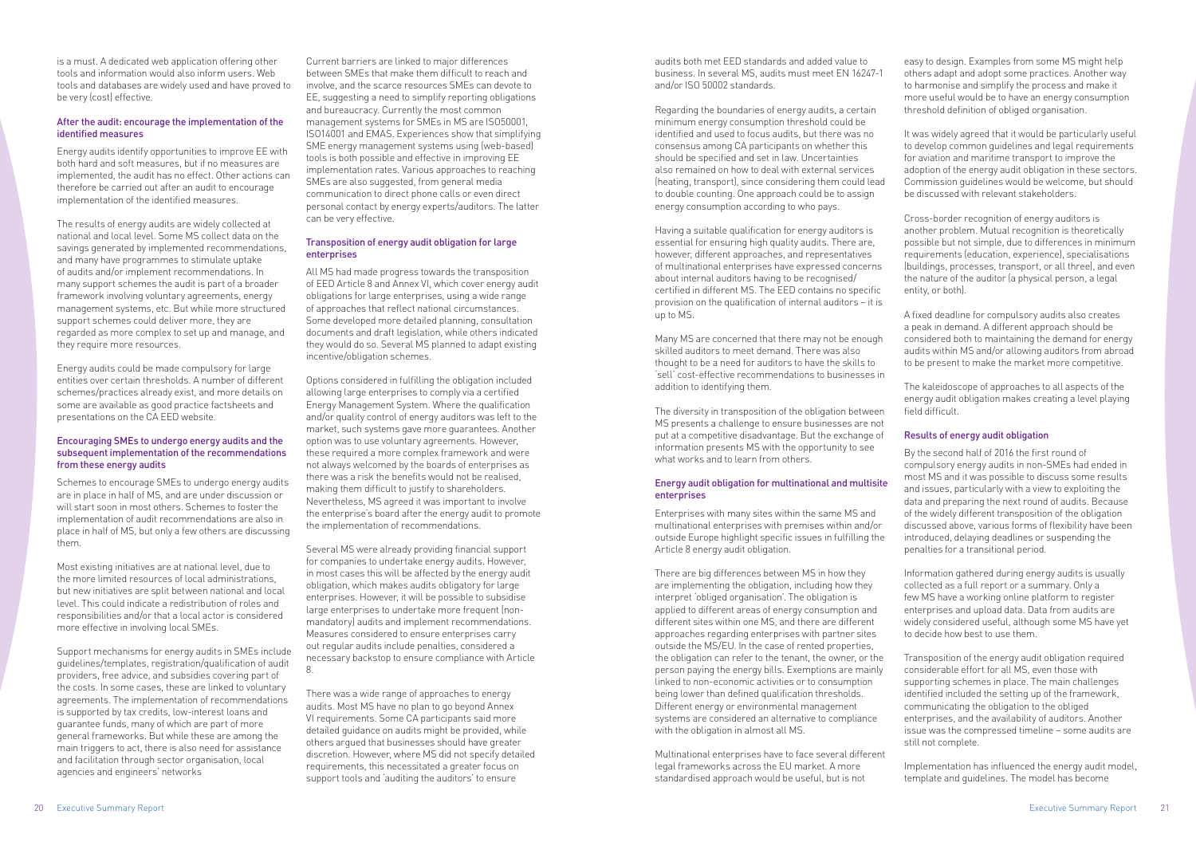is a must. A dedicated web application offering other tools and information would also inform users. Web tools and databases are widely used and have proved to be very (cost) effective.

### After the audit: encourage the implementation of the identified measures

Energy audits identify opportunities to improve EE with both hard and soft measures, but if no measures are implemented, the audit has no effect. Other actions can therefore be carried out after an audit to encourage implementation of the identified measures.

The results of energy audits are widely collected at national and local level. Some MS collect data on the savings generated by implemented recommendations, and many have programmes to stimulate uptake of audits and/or implement recommendations. In many support schemes the audit is part of a broader framework involving voluntary agreements, energy management systems, etc. But while more structured support schemes could deliver more, they are regarded as more complex to set up and manage, and they require more resources.

Energy audits could be made compulsory for large entities over certain thresholds. A number of different schemes/practices already exist, and more details on some are available as good practice factsheets and presentations on the CA EED website.

### Encouraging SMEs to undergo energy audits and the subsequent implementation of the recommendations from these energy audits

Schemes to encourage SMEs to undergo energy audits are in place in half of MS, and are under discussion or will start soon in most others. Schemes to foster the implementation of audit recommendations are also in place in half of MS, but only a few others are discussing them.

Most existing initiatives are at national level, due to the more limited resources of local administrations, but new initiatives are split between national and local level. This could indicate a redistribution of roles and responsibilities and/or that a local actor is considered more effective in involving local SMEs.

Support mechanisms for energy audits in SMEs include guidelines/templates, registration/qualification of audit providers, free advice, and subsidies covering part of the costs. In some cases, these are linked to voluntary agreements. The implementation of recommendations is supported by tax credits, low-interest loans and guarantee funds, many of which are part of more general frameworks. But while these are among the main triggers to act, there is also need for assistance and facilitation through sector organisation, local agencies and engineers' networks

Current barriers are linked to major differences between SMEs that make them difficult to reach and involve, and the scarce resources SMEs can devote to EE, suggesting a need to simplify reporting obligations and bureaucracy. Currently the most common management systems for SMEs in MS are ISO50001, ISO14001 and EMAS. Experiences show that simplifying SME energy management systems using (web-based) tools is both possible and effective in improving EE implementation rates. Various approaches to reaching SMEs are also suggested, from general media communication to direct phone calls or even direct personal contact by energy experts/auditors. The latter can be very effective.

### Transposition of energy audit obligation for large enterprises

All MS had made progress towards the transposition of EED Article 8 and Annex VI, which cover energy audit obligations for large enterprises, using a wide range of approaches that reflect national circumstances. Some developed more detailed planning, consultation documents and draft legislation, while others indicated they would do so. Several MS planned to adapt existing incentive/obligation schemes.

Options considered in fulfilling the obligation included allowing large enterprises to comply via a certified Energy Management System. Where the qualification and/or quality control of energy auditors was left to the market, such systems gave more guarantees. Another option was to use voluntary agreements. However, these required a more complex framework and were not always welcomed by the boards of enterprises as there was a risk the benefits would not be realised, making them difficult to justify to shareholders. Nevertheless, MS agreed it was important to involve the enterprise's board after the energy audit to promote the implementation of recommendations.

Several MS were already providing financial support for companies to undertake energy audits. However, in most cases this will be affected by the energy audit obligation, which makes audits obligatory for large enterprises. However, it will be possible to subsidise large enterprises to undertake more frequent (non-mandatory) audits and implement recommendations. Measures considered to ensure enterprises carry out regular audits include penalties, considered a necessary backstop to ensure compliance with Article 8.

There was a wide range of approaches to energy audits. Most MS have no plan to go beyond Annex VI requirements. Some CA participants said more detailed guidance on audits might be provided, while others argued that businesses should have greater discretion. However, where MS did not specify detailed requirements, this necessitated a greater focus on support tools and 'auditing the auditors' to ensure audits both met EED standards and added value to business. In several MS, audits must meet EN 16247-1 and/or ISO 50002 standards.

Regarding the boundaries of energy audits, a certain minimum energy consumption threshold could be identified and used to focus audits, but there was no consensus among CA participants on whether this should be specified and set in law. Uncertainties also remained on how to deal with external services (heating, transport), since considering them could lead to double counting. One approach could be to assign energy consumption according to who pays.

Having a suitable qualification for energy auditors is essential for ensuring high quality audits. There are, however, different approaches, and representatives of multinational enterprises have expressed concerns about internal auditors having to be recognised/certified in different MS. The EED contains no specific provision on the qualification of internal auditors – it is up to MS.

Many MS are concerned that there may not be enough skilled auditors to meet demand. There was also thought to be a need for auditors to have the skills to 'sell' cost-effective recommendations to businesses in addition to identifying them.

The diversity in transposition of the obligation between MS presents a challenge to ensure businesses are not put at a competitive disadvantage. But the exchange of information presents MS with the opportunity to see what works and to learn from others.

### Energy audit obligation for multinational and multisite enterprises

Enterprises with many sites within the same MS and multinational enterprises with premises within and/or outside Europe highlight specific issues in fulfilling the Article 8 energy audit obligation.

There are big differences between MS in how they are implementing the obligation, including how they interpret 'obliged organisation'. The obligation is applied to different areas of energy consumption and different sites within one MS, and there are different approaches regarding enterprises with partner sites outside the MS/EU. In the case of rented properties, the obligation can refer to the tenant, the owner, or the person paying the energy bills. Exemptions are mainly linked to non-economic activities or to consumption being lower than defined qualification thresholds. Different energy or environmental management systems are considered an alternative to compliance with the obligation in almost all MS.

Multinational enterprises have to face several different legal frameworks across the EU market. A more standardised approach would be useful, but is not easy to design. Examples from some MS might help others adapt and adopt some practices. Another way to harmonise and simplify the process and make it more useful would be to have an energy consumption threshold definition of obliged organisation.

It was widely agreed that it would be particularly useful to develop common guidelines and legal requirements for aviation and maritime transport to improve the adoption of the energy audit obligation in these sectors. Commission guidelines would be welcome, but should be discussed with relevant stakeholders.

Cross-border recognition of energy auditors is another problem. Mutual recognition is theoretically possible but not simple, due to differences in minimum requirements (education, experience), specialisations (buildings, processes, transport, or all three), and even the nature of the auditor (a physical person, a legal entity, or both).

A fixed deadline for compulsory audits also creates a peak in demand. A different approach should be considered both to maintaining the demand for energy audits within MS and/or allowing auditors from abroad to be present to make the market more competitive.

The kaleidoscope of approaches to all aspects of the energy audit obligation makes creating a level playing field difficult.

### Results of energy audit obligation

By the second half of 2016 the first round of compulsory energy audits in non-SMEs had ended in most MS and it was possible to discuss some results and issues, particularly with a view to exploiting the data and preparing the next round of audits. Because of the widely different transposition of the obligation discussed above, various forms of flexibility have been introduced, delaying deadlines or suspending the penalties for a transitional period.

Information gathered during energy audits is usually collected as a full report or a summary. Only a few MS have a working online platform to register enterprises and upload data. Data from audits are widely considered useful, although some MS have yet to decide how best to use them.

Transposition of the energy audit obligation required considerable effort for all MS, even those with supporting schemes in place. The main challenges identified included the setting up of the framework, communicating the obligation to the obliged enterprises, and the availability of auditors. Another issue was the compressed timeline – some audits are still not complete.

Implementation has influenced the energy audit model, template and guidelines. The model has become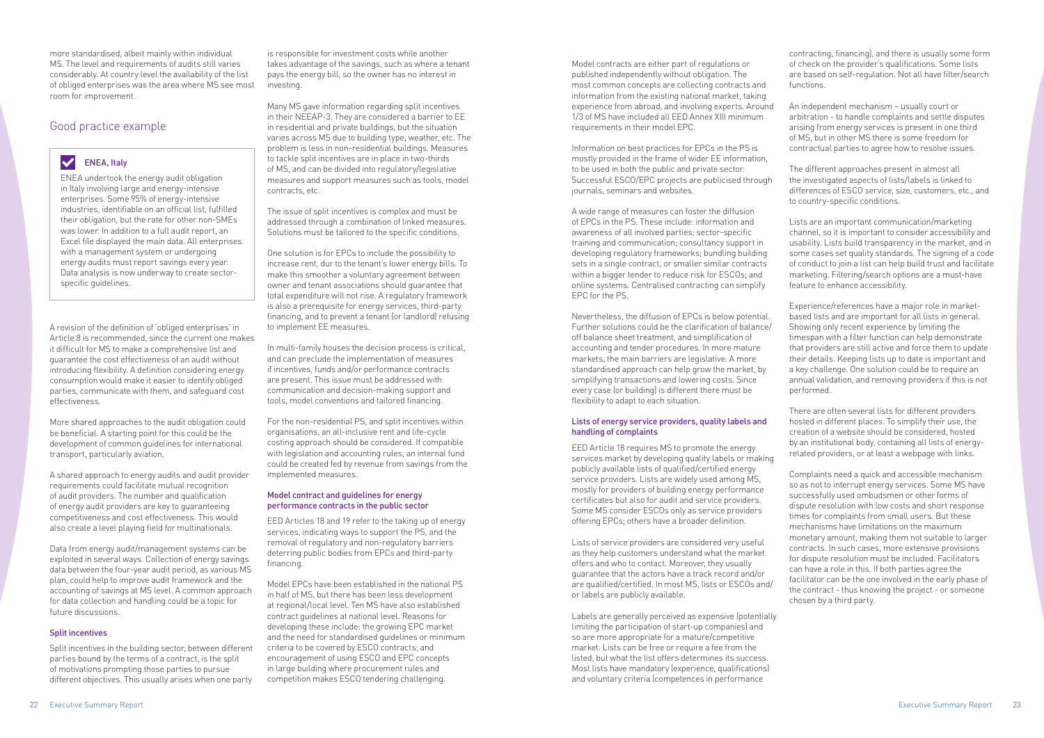more standardised, albeit mainly within individual MS. The level and requirements of audits still varies considerably. At country level the availability of the list of obliged enterprises was the area where MS see most room for improvement.

## Good practice example

### ENEA, Italy

ENEA undertook the energy audit obligation in Italy involving large and energy-intensive enterprises. Some 95% of energy-intensive industries, identifiable on an official list, fulfilled their obligation, but the rate for other non-SMEs was lower. In addition to a full audit report, an Excel file displayed the main data. All enterprises with a management system or undergoing energy audits must report savings every year. Data analysis is now underway to create sector-specific guidelines.

A revision of the definition of 'obliged enterprises' in Article 8 is recommended, since the current one makes it difficult for MS to make a comprehensive list and guarantee the cost effectiveness of an audit without introducing flexibility. A definition considering energy consumption would make it easier to identify obliged parties, communicate with them, and safeguard cost effectiveness.

More shared approaches to the audit obligation could be beneficial. A starting point for this could be the development of common guidelines for international transport, particularly aviation.

A shared approach to energy audits and audit provider requirements could facilitate mutual recognition of audit providers. The number and qualification of energy audit providers are key to guaranteeing competitiveness and cost effectiveness. This would also create a level playing field for multinationals.

Data from energy audit/management systems can be exploited in several ways. Collection of energy savings data between the four-year audit period, as various MS plan, could help to improve audit framework and the accounting of savings at MS level. A common approach for data collection and handling could be a topic for future discussions.

### Split incentives

Split incentives in the building sector, between different parties bound by the terms of a contract, is the split of motivations prompting those parties to pursue different objectives. This usually arises when one party is responsible for investment costs while another takes advantage of the savings, such as where a tenant pays the energy bill, so the owner has no interest in investing.

Many MS gave information regarding split incentives in their NEEAP-3. They are considered a barrier to EE in residential and private buildings, but the situation varies across MS due to building type, weather, etc. The problem is less in non-residential buildings. Measures to tackle split incentives are in place in two-thirds of MS, and can be divided into regulatory/legislative measures and support measures such as tools, model contracts, etc.

The issue of split incentives is complex and must be addressed through a combination of linked measures. Solutions must be tailored to the specific conditions.

One solution is for EPCs to include the possibility to increase rent, dur to the tenant's lower energy bills. To make this smoother a voluntary agreement between owner and tenant associations should guarantee that total expenditure will not rise. A regulatory framework is also a prerequisite for energy services, third-party financing, and to prevent a tenant (or landlord) refusing to implement EE measures.

In multi-family houses the decision process is critical, and can preclude the implementation of measures if incentives, funds and/or performance contracts are present. This issue must be addressed with communication and decision-making support and tools, model conventions and tailored financing.

For the non-residential PS, and split incentives within organisations, an all-inclusive rent and life-cycle costing approach should be considered. If compatible with legislation and accounting rules, an internal fund could be created fed by revenue from savings from the implemented measures.

### Model contract and guidelines for energy performance contracts in the public sector

EED Articles 18 and 19 refer to the taking up of energy services, indicating ways to support the PS, and the removal of regulatory and non-regulatory barriers deterring public bodies from EPCs and third-party financing.

Model EPCs have been established in the national PS in half of MS, but there has been less development at regional/local level. Ten MS have also established contract guidelines at national level. Reasons for developing these include: the growing EPC market and the need for standardised guidelines or minimum criteria to be covered by ESCO contracts; and encouragement of using ESCO and EPC concepts in large building where procurement rules and competition makes ESCO tendering challenging.

Model contracts are either part of regulations or published independently without obligation. The most common concepts are collecting contracts and information from the existing national market, taking experience from abroad, and involving experts. Around 1/3 of MS have included all EED Annex XIII minimum requirements in their model EPC.

Information on best practices for EPCs in the PS is mostly provided in the frame of wider EE information, to be used in both the public and private sector. Successful ESCO/EPC projects are publicised through journals, seminars and websites.

A wide range of measures can foster the diffusion of EPCs in the PS. These include: information and awareness of all involved parties; sector-specific training and communication; consultancy support in developing regulatory frameworks; bundling building sets in a single contract, or smaller similar contracts within a bigger tender to reduce risk for ESCOs; and online systems. Centralised contracting can simplify EPC for the PS.

Nevertheless, the diffusion of EPCs is below potential. Further solutions could be the clarification of balance/off balance sheet treatment, and simplification of accounting and tender procedures. In more mature markets, the main barriers are legislative. A more standardised approach can help grow the market, by simplifying transactions and lowering costs. Since every case (or building) is different there must be flexibility to adapt to each situation.

### Lists of energy service providers, quality labels and handling of complaints

EED Article 18 requires MS to promote the energy services market by developing quality labels or making publicly available lists of qualified/certified energy service providers. Lists are widely used among MS, mostly for providers of building energy performance certificates but also for audit and service providers. Some MS consider ESCOs only as service providers offering EPCs; others have a broader definition.

Lists of service providers are considered very useful as they help customers understand what the market offers and who to contact. Moreover, they usually guarantee that the actors have a track record and/or are qualified/certified. In most MS, lists or ESCOs and/or labels are publicly available.

Labels are generally perceived as expensive (potentially limiting the participation of start-up companies) and so are more appropriate for a mature/competitive market. Lists can be free or require a fee from the listed, but what the list offers determines its success. Most lists have mandatory (experience, qualifications) and voluntary criteria (competences in performance contracting, financing), and there is usually some form of check on the provider's qualifications. Some lists are based on self-regulation. Not all have filter/search functions.

An independent mechanism – usually court or arbitration - to handle complaints and settle disputes arising from energy services is present in one third of MS, but in other MS there is some freedom for contractual parties to agree how to resolve issues.

The different approaches present in almost all the investigated aspects of lists/labels is linked to differences of ESCO service, size, customers, etc., and to country-specific conditions.

Lists are an important communication/marketing channel, so it is important to consider accessibility and usability. Lists build transparency in the market, and in some cases set quality standards. The signing of a code of conduct to join a list can help build trust and facilitate marketing. Filtering/search options are a must-have feature to enhance accessibility.

Experience/references have a major role in market-based lists and are important for all lists in general. Showing only recent experience by limiting the timespan with a filter function can help demonstrate that providers are still active and force them to update their details. Keeping lists up to date is important and a key challenge. One solution could be to require an annual validation, and removing providers if this is not performed.

There are often several lists for different providers hosted in different places. To simplify their use, the creation of a website should be considered, hosted by an institutional body, containing all lists of energy-related providers, or at least a webpage with links.

Complaints need a quick and accessible mechanism so as not to interrupt energy services. Some MS have successfully used ombudsmen or other forms of dispute resolution with low costs and short response times for complaints from small users. But these mechanisms have limitations on the maximum monetary amount, making them not suitable to larger contracts. In such cases, more extensive provisions for dispute resolution must be included. Facilitators can have a role in this. If both parties agree the facilitator can be the one involved in the early phase of the contract - thus knowing the project - or someone chosen by a third party.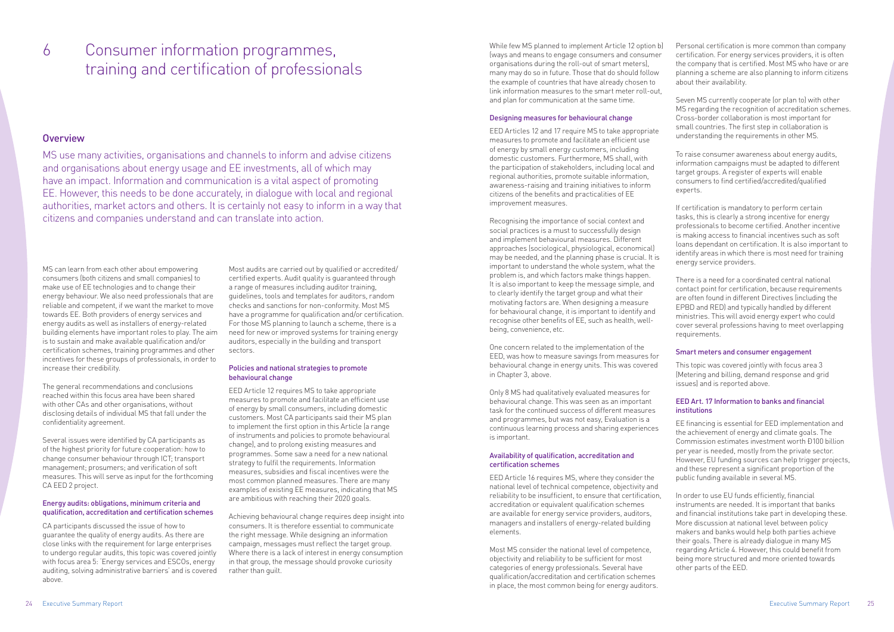# 6 Consumer information programmes, training and certification of professionals

## Overview

MS use many activities, organisations and channels to inform and advise citizens and organisations about energy usage and EE investments, all of which may have an impact. Information and communication is a vital aspect of promoting EE. However, this needs to be done accurately, in dialogue with local and regional authorities, market actors and others. It is certainly not easy to inform in a way that citizens and companies understand and can translate into action.

MS can learn from each other about empowering consumers (both citizens and small companies) to make use of EE technologies and to change their energy behaviour. We also need professionals that are reliable and competent, if we want the market to move towards EE. Both providers of energy services and energy audits as well as installers of energy-related building elements have important roles to play. The aim is to sustain and make available qualification and/or certification schemes, training programmes and other incentives for these groups of professionals, in order to increase their credibility.

The general recommendations and conclusions reached within this focus area have been shared with other CAs and other organisations, without disclosing details of individual MS that fall under the confidentiality agreement.

Several issues were identified by CA participants as of the highest priority for future cooperation: how to change consumer behaviour through ICT; transport management; prosumers; and verification of soft measures. This will serve as input for the forthcoming CA EED 2 project.

### Energy audits: obligations, minimum criteria and qualification, accreditation and certification schemes

CA participants discussed the issue of how to guarantee the quality of energy audits. As there are close links with the requirement for large enterprises to undergo regular audits, this topic was covered jointly with focus area 5: 'Energy services and ESCOs, energy auditing, solving administrative barriers' and is covered above.

Most audits are carried out by qualified or accredited/certified experts. Audit quality is guaranteed through a range of measures including auditor training, guidelines, tools and templates for auditors, random checks and sanctions for non-conformity. Most MS have a programme for qualification and/or certification. For those MS planning to launch a scheme, there is a need for new or improved systems for training energy auditors, especially in the building and transport sectors.

### Policies and national strategies to promote behavioural change

EED Article 12 requires MS to take appropriate measures to promote and facilitate an efficient use of energy by small consumers, including domestic customers. Most CA participants said their MS plan to implement the first option in this Article (a range of instruments and policies to promote behavioural change), and to prolong existing measures and programmes. Some saw a need for a new national strategy to fulfil the requirements. Information measures, subsidies and fiscal incentives were the most common planned measures. There are many examples of existing EE measures, indicating that MS are ambitious with reaching their 2020 goals.

Achieving behavioural change requires deep insight into consumers. It is therefore essential to communicate the right message. While designing an information campaign, messages must reflect the target group. Where there is a lack of interest in energy consumption in that group, the message should provoke curiosity rather than guilt.

While few MS planned to implement Article 12 option b) (ways and means to engage consumers and consumer organisations during the roll-out of smart meters), many may do so in future. Those that do should follow the example of countries that have already chosen to link information measures to the smart meter roll-out, and plan for communication at the same time.

### Designing measures for behavioural change

EED Articles 12 and 17 require MS to take appropriate measures to promote and facilitate an efficient use of energy by small energy customers, including domestic customers. Furthermore, MS shall, with the participation of stakeholders, including local and regional authorities, promote suitable information, awareness-raising and training initiatives to inform citizens of the benefits and practicalities of EE improvement measures.

Recognising the importance of social context and social practices is a must to successfully design and implement behavioural measures. Different approaches (sociological, physiological, economical) may be needed, and the planning phase is crucial. It is important to understand the whole system, what the problem is, and which factors make things happen. It is also important to keep the message simple, and to clearly identify the target group and what their motivating factors are. When designing a measure for behavioural change, it is important to identify and recognise other benefits of EE, such as health, well-being, convenience, etc.

One concern related to the implementation of the EED, was how to measure savings from measures for behavioural change in energy units. This was covered in Chapter 3, above.

Only 8 MS had qualitatively evaluated measures for behavioural change. This was seen as an important task for the continued success of different measures and programmes, but was not easy. Evaluation is a continuous learning process and sharing experiences is important.

### Availability of qualification, accreditation and certification schemes

EED Article 16 requires MS, where they consider the national level of technical competence, objectivity and reliability to be insufficient, to ensure that certification, accreditation or equivalent qualification schemes are available for energy service providers, auditors, managers and installers of energy-related building elements.

Most MS consider the national level of competence, objectivity and reliability to be sufficient for most categories of energy professionals. Several have qualification/accreditation and certification schemes in place, the most common being for energy auditors. Personal certification is more common than company certification. For energy services providers, it is often the company that is certified. Most MS who have or are planning a scheme are also planning to inform citizens about their availability.

Seven MS currently cooperate (or plan to) with other MS regarding the recognition of accreditation schemes. Cross-border collaboration is most important for small countries. The first step in collaboration is understanding the requirements in other MS.

To raise consumer awareness about energy audits, information campaigns must be adapted to different target groups. A register of experts will enable consumers to find certified/accredited/qualified experts.

If certification is mandatory to perform certain tasks, this is clearly a strong incentive for energy professionals to become certified. Another incentive is making access to financial incentives such as soft loans dependant on certification. It is also important to identify areas in which there is most need for training energy service providers.

There is a need for a coordinated central national contact point for certification, because requirements are often found in different Directives (including the EPBD and RED) and typically handled by different ministries. This will avoid energy expert who could cover several professions having to meet overlapping requirements.

### Smart meters and consumer engagement

This topic was covered jointly with focus area 3 (Metering and billing, demand response and grid issues) and is reported above.

### EED Art. 17 Information to banks and financial institutions

EE financing is essential for EED implementation and the achievement of energy and climate goals. The Commission estimates investment worth Ð100 billion per year is needed, mostly from the private sector. However, EU funding sources can help trigger projects, and these represent a significant proportion of the public funding available in several MS.

In order to use EU funds efficiently, financial instruments are needed. It is important that banks and financial institutions take part in developing these. More discussion at national level between policy makers and banks would help both parties achieve their goals. There is already dialogue in many MS regarding Article 4. However, this could benefit from being more structured and more oriented towards other parts of the EED.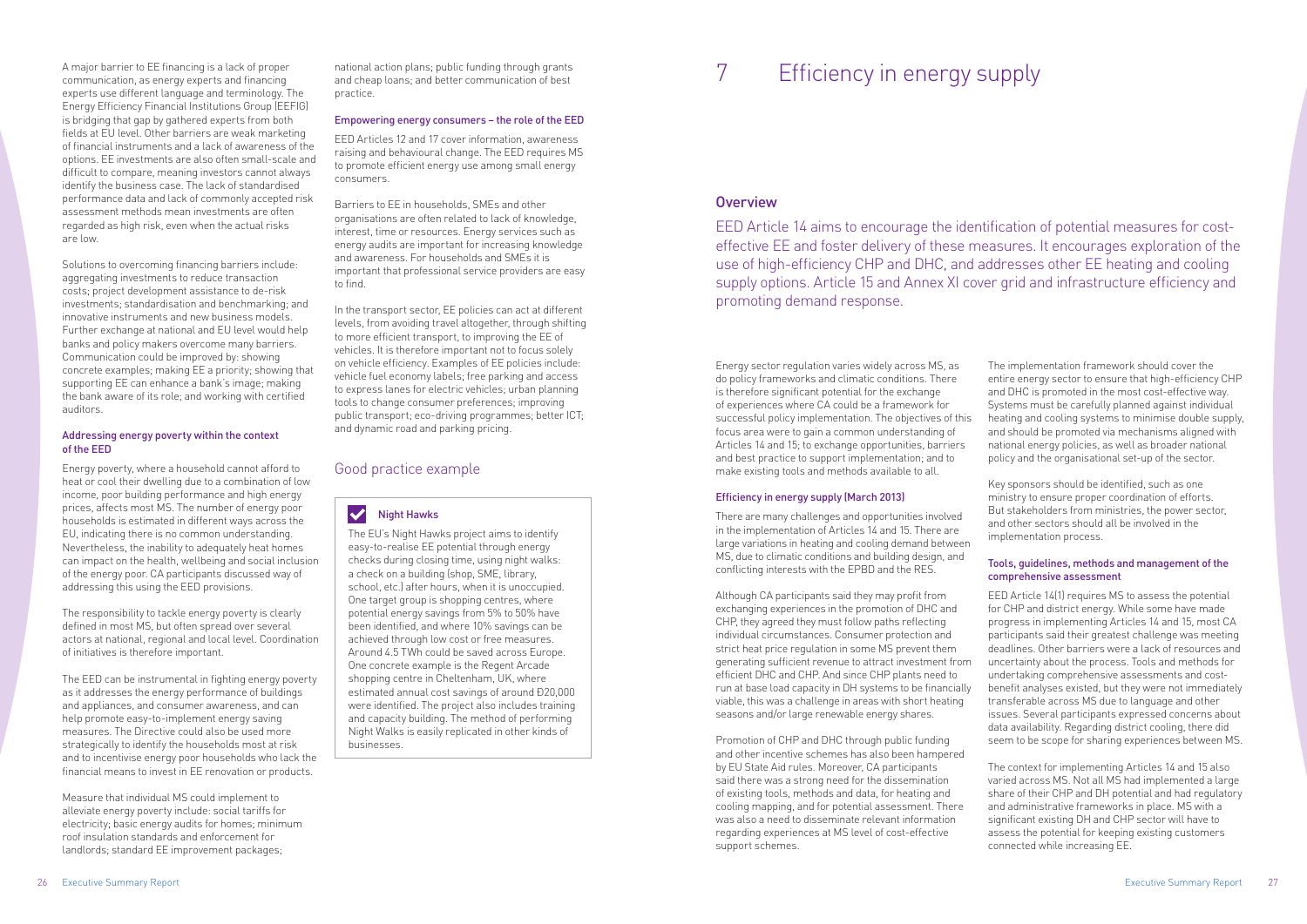A major barrier to EE financing is a lack of proper communication, as energy experts and financing experts use different language and terminology. The Energy Efficiency Financial Institutions Group (EEFIG) is bridging that gap by gathered experts from both fields at EU level. Other barriers are weak marketing of financial instruments and a lack of awareness of the options. EE investments are also often small-scale and difficult to compare, meaning investors cannot always identify the business case. The lack of standardised performance data and lack of commonly accepted risk assessment methods mean investments are often regarded as high risk, even when the actual risks are low.

Solutions to overcoming financing barriers include: aggregating investments to reduce transaction costs; project development assistance to de-risk investments; standardisation and benchmarking; and innovative instruments and new business models. Further exchange at national and EU level would help banks and policy makers overcome many barriers. Communication could be improved by: showing concrete examples; making EE a priority; showing that supporting EE can enhance a bank's image; making the bank aware of its role; and working with certified auditors.

#### Addressing energy poverty within the context of the EED

Energy poverty, where a household cannot afford to heat or cool their dwelling due to a combination of low income, poor building performance and high energy prices, affects most MS. The number of energy poor households is estimated in different ways across the EU, indicating there is no common understanding. Nevertheless, the inability to adequately heat homes can impact on the health, wellbeing and social inclusion of the energy poor. CA participants discussed way of addressing this using the EED provisions.

The responsibility to tackle energy poverty is clearly defined in most MS, but often spread over several actors at national, regional and local level. Coordination of initiatives is therefore important.

The EED can be instrumental in fighting energy poverty as it addresses the energy performance of buildings and appliances, and consumer awareness, and can help promote easy-to-implement energy saving measures. The Directive could also be used more strategically to identify the households most at risk and to incentivise energy poor households who lack the financial means to invest in EE renovation or products.

Measure that individual MS could implement to alleviate energy poverty include: social tariffs for electricity; basic energy audits for homes; minimum roof insulation standards and enforcement for landlords; standard EE improvement packages; national action plans; public funding through grants and cheap loans; and better communication of best practice.

#### Empowering energy consumers – the role of the EED

EED Articles 12 and 17 cover information, awareness raising and behavioural change. The EED requires MS to promote efficient energy use among small energy consumers.

Barriers to EE in households, SMEs and other organisations are often related to lack of knowledge, interest, time or resources. Energy services such as energy audits are important for increasing knowledge and awareness. For households and SMEs it is important that professional service providers are easy to find.

In the transport sector, EE policies can act at different levels, from avoiding travel altogether, through shifting to more efficient transport, to improving the EE of vehicles. It is therefore important not to focus solely on vehicle efficiency. Examples of EE policies include: vehicle fuel economy labels; free parking and access to express lanes for electric vehicles; urban planning tools to change consumer preferences; improving public transport; eco-driving programmes; better ICT; and dynamic road and parking pricing.

### Good practice example

> **Night Hawks**
>
> The EU's Night Hawks project aims to identify easy-to-realise EE potential through energy checks during closing time, using night walks: a check on a building (shop, SME, library, school, etc.) after hours, when it is unoccupied. One target group is shopping centres, where potential energy savings from 5% to 50% have been identified, and where 10% savings can be achieved through low cost or free measures. Around 4.5 TWh could be saved across Europe. One concrete example is the Regent Arcade shopping centre in Cheltenham, UK, where estimated annual cost savings of around Ð20,000 were identified. The project also includes training and capacity building. The method of performing Night Walks is easily replicated in other kinds of businesses.

# 7 Efficiency in energy supply

## Overview

EED Article 14 aims to encourage the identification of potential measures for cost-effective EE and foster delivery of these measures. It encourages exploration of the use of high-efficiency CHP and DHC, and addresses other EE heating and cooling supply options. Article 15 and Annex XI cover grid and infrastructure efficiency and promoting demand response.

Energy sector regulation varies widely across MS, as do policy frameworks and climatic conditions. There is therefore significant potential for the exchange of experiences where CA could be a framework for successful policy implementation. The objectives of this focus area were to gain a common understanding of Articles 14 and 15; to exchange opportunities, barriers and best practice to support implementation; and to make existing tools and methods available to all.

#### Efficiency in energy supply (March 2013)

There are many challenges and opportunities involved in the implementation of Articles 14 and 15. There are large variations in heating and cooling demand between MS, due to climatic conditions and building design, and conflicting interests with the EPBD and the RES.

Although CA participants said they may profit from exchanging experiences in the promotion of DHC and CHP, they agreed they must follow paths reflecting individual circumstances. Consumer protection and strict heat price regulation in some MS prevent them generating sufficient revenue to attract investment from efficient DHC and CHP. And since CHP plants need to run at base load capacity in DH systems to be financially viable, this was a challenge in areas with short heating seasons and/or large renewable energy shares.

Promotion of CHP and DHC through public funding and other incentive schemes has also been hampered by EU State Aid rules. Moreover, CA participants said there was a strong need for the dissemination of existing tools, methods and data, for heating and cooling mapping, and for potential assessment. There was also a need to disseminate relevant information regarding experiences at MS level of cost-effective support schemes.

The implementation framework should cover the entire energy sector to ensure that high-efficiency CHP and DHC is promoted in the most cost-effective way. Systems must be carefully planned against individual heating and cooling systems to minimise double supply, and should be promoted via mechanisms aligned with national energy policies, as well as broader national policy and the organisational set-up of the sector.

Key sponsors should be identified, such as one ministry to ensure proper coordination of efforts. But stakeholders from ministries, the power sector, and other sectors should all be involved in the implementation process.

#### Tools, guidelines, methods and management of the comprehensive assessment

EED Article 14(1) requires MS to assess the potential for CHP and district energy. While some have made progress in implementing Articles 14 and 15, most CA participants said their greatest challenge was meeting deadlines. Other barriers were a lack of resources and uncertainty about the process. Tools and methods for undertaking comprehensive assessments and cost-benefit analyses existed, but they were not immediately transferable across MS due to language and other issues. Several participants expressed concerns about data availability. Regarding district cooling, there did seem to be scope for sharing experiences between MS.

The context for implementing Articles 14 and 15 also varied across MS. Not all MS had implemented a large share of their CHP and DH potential and had regulatory and administrative frameworks in place. MS with a significant existing DH and CHP sector will have to assess the potential for keeping existing customers connected while increasing EE.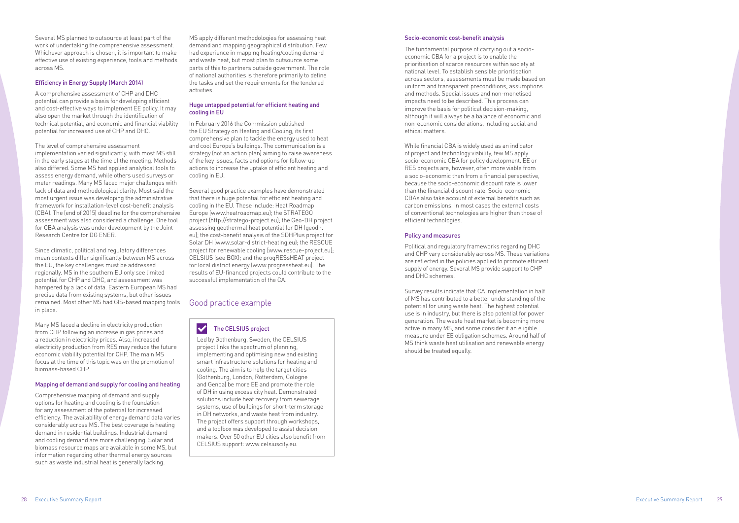Several MS planned to outsource at least part of the work of undertaking the comprehensive assessment. Whichever approach is chosen, it is important to make effective use of existing experience, tools and methods across MS.

### Efficiency in Energy Supply (March 2014)

A comprehensive assessment of CHP and DHC potential can provide a basis for developing efficient and cost-effective ways to implement EE policy. It may also open the market through the identification of technical potential, and economic and financial viability potential for increased use of CHP and DHC.

The level of comprehensive assessment implementation varied significantly, with most MS still in the early stages at the time of the meeting. Methods also differed. Some MS had applied analytical tools to assess energy demand, while others used surveys or meter readings. Many MS faced major challenges with lack of data and methodological clarity. Most said the most urgent issue was developing the administrative framework for installation-level cost-benefit analysis (CBA). The (end of 2015) deadline for the comprehensive assessment was also considered a challenge. One tool for CBA analysis was under development by the Joint Research Centre for DG ENER.

Since climatic, political and regulatory differences mean contexts differ significantly between MS across the EU, the key challenges must be addressed regionally. MS in the southern EU only see limited potential for CHP and DHC, and assessment was hampered by a lack of data. Eastern European MS had precise data from existing systems, but other issues remained. Most other MS had GIS-based mapping tools in place.

Many MS faced a decline in electricity production from CHP following an increase in gas prices and a reduction in electricity prices. Also, increased electricity production from RES may reduce the future economic viability potential for CHP. The main MS focus at the time of this topic was on the promotion of biomass-based CHP.

### Mapping of demand and supply for cooling and heating

Comprehensive mapping of demand and supply options for heating and cooling is the foundation for any assessment of the potential for increased efficiency. The availability of energy demand data varies considerably across MS. The best coverage is heating demand in residential buildings. Industrial demand and cooling demand are more challenging. Solar and biomass resource maps are available in some MS, but information regarding other thermal energy sources such as waste industrial heat is generally lacking.

MS apply different methodologies for assessing heat demand and mapping geographical distribution. Few had experience in mapping heating/cooling demand and waste heat, but most plan to outsource some parts of this to partners outside government. The role of national authorities is therefore primarily to define the tasks and set the requirements for the tendered activities.

### Huge untapped potential for efficient heating and cooling in EU

In February 2016 the Commission published the EU Strategy on Heating and Cooling, its first comprehensive plan to tackle the energy used to heat and cool Europe's buildings. The communication is a strategy (not an action plan) aiming to raise awareness of the key issues, facts and options for follow-up actions to increase the uptake of efficient heating and cooling in EU.

Several good practice examples have demonstrated that there is huge potential for efficient heating and cooling in the EU. These include: Heat Roadmap Europe (www.heatroadmap.eu); the STRATEGO project (http://stratego-project.eu); the Geo-DH project assessing geothermal heat potential for DH (geodh.eu); the cost-benefit analysis of the SDHPlus project for Solar DH (www.solar-district-heating.eu); the RESCUE project for renewable cooling (www.rescue-project.eu); CELSIUS (see BOX); and the progRESsHEAT project for local district energy (www.progressheat.eu). The results of EU-financed projects could contribute to the successful implementation of the CA.

## Good practice example

### The CELSIUS project

Led by Gothenburg, Sweden, the CELSIUS project links the spectrum of planning, implementing and optimising new and existing smart infrastructure solutions for heating and cooling. The aim is to help the target cities (Gothenburg, London, Rotterdam, Cologne and Genoa) be more EE and promote the role of DH in using excess city heat. Demonstrated solutions include heat recovery from sewerage systems, use of buildings for short-term storage in DH networks, and waste heat from industry. The project offers support through workshops, and a toolbox was developed to assist decision makers. Over 50 other EU cities also benefit from CELSIUS support: www.celsiuscity.eu.

### Socio-economic cost-benefit analysis

The fundamental purpose of carrying out a socio-economic CBA for a project is to enable the prioritisation of scarce resources within society at national level. To establish sensible prioritisation across sectors, assessments must be made based on uniform and transparent preconditions, assumptions and methods. Special issues and non-monetised impacts need to be described. This process can improve the basis for political decision-making, although it will always be a balance of economic and non-economic considerations, including social and ethical matters.

While financial CBA is widely used as an indicator of project and technology viability, few MS apply socio-economic CBA for policy development. EE or RES projects are, however, often more viable from a socio-economic than from a financial perspective, because the socio-economic discount rate is lower than the financial discount rate. Socio-economic CBAs also take account of external benefits such as carbon emissions. In most cases the external costs of conventional technologies are higher than those of efficient technologies.

### Policy and measures

Political and regulatory frameworks regarding DHC and CHP vary considerably across MS. These variations are reflected in the policies applied to promote efficient supply of energy. Several MS provide support to CHP and DHC schemes.

Survey results indicate that CA implementation in half of MS has contributed to a better understanding of the potential for using waste heat. The highest potential use is in industry, but there is also potential for power generation. The waste heat market is becoming more active in many MS, and some consider it an eligible measure under EE obligation schemes. Around half of MS think waste heat utilisation and renewable energy should be treated equally.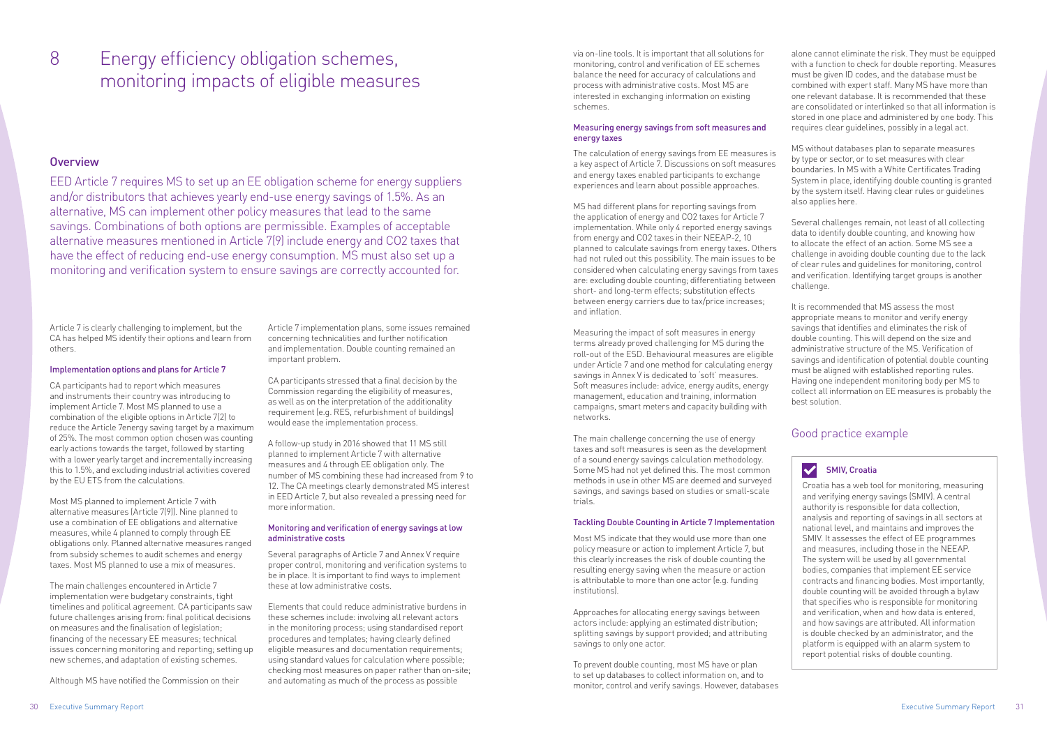# 8 Energy efficiency obligation schemes, monitoring impacts of eligible measures

## Overview

EED Article 7 requires MS to set up an EE obligation scheme for energy suppliers and/or distributors that achieves yearly end-use energy savings of 1.5%. As an alternative, MS can implement other policy measures that lead to the same savings. Combinations of both options are permissible. Examples of acceptable alternative measures mentioned in Article 7(9) include energy and CO2 taxes that have the effect of reducing end-use energy consumption. MS must also set up a monitoring and verification system to ensure savings are correctly accounted for.

Article 7 is clearly challenging to implement, but the CA has helped MS identify their options and learn from others.

### Implementation options and plans for Article 7

CA participants had to report which measures and instruments their country was introducing to implement Article 7. Most MS planned to use a combination of the eligible options in Article 7(2) to reduce the Article 7energy saving target by a maximum of 25%. The most common option chosen was counting early actions towards the target, followed by starting with a lower yearly target and incrementally increasing this to 1.5%, and excluding industrial activities covered by the EU ETS from the calculations.

Most MS planned to implement Article 7 with alternative measures (Article 7(9)). Nine planned to use a combination of EE obligations and alternative measures, while 4 planned to comply through EE obligations only. Planned alternative measures ranged from subsidy schemes to audit schemes and energy taxes. Most MS planned to use a mix of measures.

The main challenges encountered in Article 7 implementation were budgetary constraints, tight timelines and political agreement. CA participants saw future challenges arising from: final political decisions on measures and the finalisation of legislation; financing of the necessary EE measures; technical issues concerning monitoring and reporting; setting up new schemes, and adaptation of existing schemes.

Although MS have notified the Commission on their Article 7 implementation plans, some issues remained concerning technicalities and further notification and implementation. Double counting remained an important problem.

CA participants stressed that a final decision by the Commission regarding the eligibility of measures, as well as on the interpretation of the additionality requirement (e.g. RES, refurbishment of buildings) would ease the implementation process.

A follow-up study in 2016 showed that 11 MS still planned to implement Article 7 with alternative measures and 4 through EE obligation only. The number of MS combining these had increased from 9 to 12. The CA meetings clearly demonstrated MS interest in EED Article 7, but also revealed a pressing need for more information.

### Monitoring and verification of energy savings at low administrative costs

Several paragraphs of Article 7 and Annex V require proper control, monitoring and verification systems to be in place. It is important to find ways to implement these at low administrative costs.

Elements that could reduce administrative burdens in these schemes include: involving all relevant actors in the monitoring process; using standardised report procedures and templates; having clearly defined eligible measures and documentation requirements; using standard values for calculation where possible; checking most measures on paper rather than on-site; and automating as much of the process as possible via on-line tools. It is important that all solutions for monitoring, control and verification of EE schemes balance the need for accuracy of calculations and process with administrative costs. Most MS are interested in exchanging information on existing schemes.

### Measuring energy savings from soft measures and energy taxes

The calculation of energy savings from EE measures is a key aspect of Article 7. Discussions on soft measures and energy taxes enabled participants to exchange experiences and learn about possible approaches.

MS had different plans for reporting savings from the application of energy and CO2 taxes for Article 7 implementation. While only 4 reported energy savings from energy and CO2 taxes in their NEEAP-2, 10 planned to calculate savings from energy taxes. Others had not ruled out this possibility. The main issues to be considered when calculating energy savings from taxes are: excluding double counting; differentiating between short- and long-term effects; substitution effects between energy carriers due to tax/price increases; and inflation.

Measuring the impact of soft measures in energy terms already proved challenging for MS during the roll-out of the ESD. Behavioural measures are eligible under Article 7 and one method for calculating energy savings in Annex V is dedicated to 'soft' measures. Soft measures include: advice, energy audits, energy management, education and training, information campaigns, smart meters and capacity building with networks.

The main challenge concerning the use of energy taxes and soft measures is seen as the development of a sound energy savings calculation methodology. Some MS had not yet defined this. The most common methods in use in other MS are deemed and surveyed savings, and savings based on studies or small-scale trials.

### Tackling Double Counting in Article 7 Implementation

Most MS indicate that they would use more than one policy measure or action to implement Article 7, but this clearly increases the risk of double counting the resulting energy saving when the measure or action is attributable to more than one actor (e.g. funding institutions).

Approaches for allocating energy savings between actors include: applying an estimated distribution; splitting savings by support provided; and attributing savings to only one actor.

To prevent double counting, most MS have or plan to set up databases to collect information on, and to monitor, control and verify savings. However, databases alone cannot eliminate the risk. They must be equipped with a function to check for double reporting. Measures must be given ID codes, and the database must be combined with expert staff. Many MS have more than one relevant database. It is recommended that these are consolidated or interlinked so that all information is stored in one place and administered by one body. This requires clear guidelines, possibly in a legal act.

MS without databases plan to separate measures by type or sector, or to set measures with clear boundaries. In MS with a White Certificates Trading System in place, identifying double counting is granted by the system itself. Having clear rules or guidelines also applies here.

Several challenges remain, not least of all collecting data to identify double counting, and knowing how to allocate the effect of an action. Some MS see a challenge in avoiding double counting due to the lack of clear rules and guidelines for monitoring, control and verification. Identifying target groups is another challenge.

It is recommended that MS assess the most appropriate means to monitor and verify energy savings that identifies and eliminates the risk of double counting. This will depend on the size and administrative structure of the MS. Verification of savings and identification of potential double counting must be aligned with established reporting rules. Having one independent monitoring body per MS to collect all information on EE measures is probably the best solution.

## Good practice example

### SMIV, Croatia

Croatia has a web tool for monitoring, measuring and verifying energy savings (SMIV). A central authority is responsible for data collection, analysis and reporting of savings in all sectors at national level, and maintains and improves the SMIV. It assesses the effect of EE programmes and measures, including those in the NEEAP. The system will be used by all governmental bodies, companies that implement EE service contracts and financing bodies. Most importantly, double counting will be avoided through a bylaw that specifies who is responsible for monitoring and verification, when and how data is entered, and how savings are attributed. All information is double checked by an administrator, and the platform is equipped with an alarm system to report potential risks of double counting.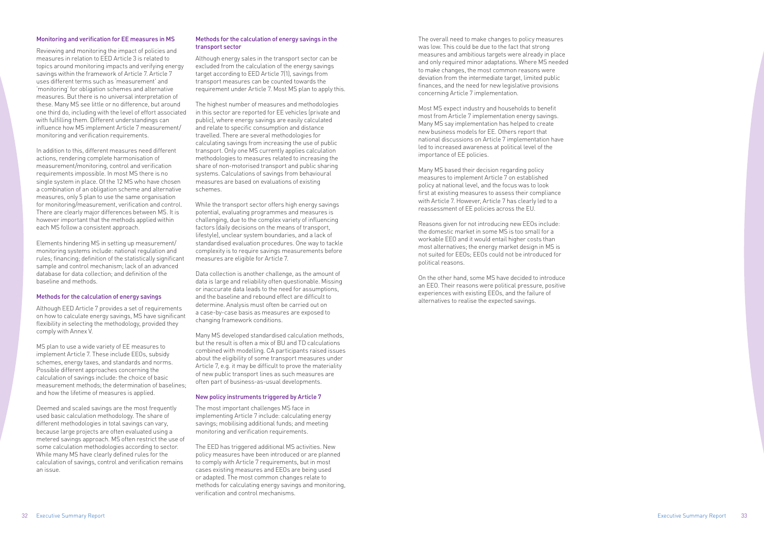### Monitoring and verification for EE measures in MS

Reviewing and monitoring the impact of policies and measures in relation to EED Article 3 is related to topics around monitoring impacts and verifying energy savings within the framework of Article 7. Article 7 uses different terms such as 'measurement' and 'monitoring' for obligation schemes and alternative measures. But there is no universal interpretation of these. Many MS see little or no difference, but around one third do, including with the level of effort associated with fulfilling them. Different understandings can influence how MS implement Article 7 measurement/monitoring and verification requirements.

In addition to this, different measures need different actions, rendering complete harmonisation of measurement/monitoring, control and verification requirements impossible. In most MS there is no single system in place. Of the 12 MS who have chosen a combination of an obligation scheme and alternative measures, only 5 plan to use the same organisation for monitoring/measurement, verification and control. There are clearly major differences between MS. It is however important that the methods applied within each MS follow a consistent approach.

Elements hindering MS in setting up measurement/monitoring systems include: national regulation and rules; financing; definition of the statistically significant sample and control mechanism; lack of an advanced database for data collection; and definition of the baseline and methods.

### Methods for the calculation of energy savings

Although EED Article 7 provides a set of requirements on how to calculate energy savings, MS have significant flexibility in selecting the methodology, provided they comply with Annex V.

MS plan to use a wide variety of EE measures to implement Article 7. These include EEOs, subsidy schemes, energy taxes, and standards and norms. Possible different approaches concerning the calculation of savings include: the choice of basic measurement methods; the determination of baselines; and how the lifetime of measures is applied.

Deemed and scaled savings are the most frequently used basic calculation methodology. The share of different methodologies in total savings can vary, because large projects are often evaluated using a metered savings approach. MS often restrict the use of some calculation methodologies according to sector. While many MS have clearly defined rules for the calculation of savings, control and verification remains an issue.

### Methods for the calculation of energy savings in the transport sector

Although energy sales in the transport sector can be excluded from the calculation of the energy savings target according to EED Article 7(1), savings from transport measures can be counted towards the requirement under Article 7. Most MS plan to apply this.

The highest number of measures and methodologies in this sector are reported for EE vehicles (private and public), where energy savings are easily calculated and relate to specific consumption and distance travelled. There are several methodologies for calculating savings from increasing the use of public transport. Only one MS currently applies calculation methodologies to measures related to increasing the share of non-motorised transport and public sharing systems. Calculations of savings from behavioural measures are based on evaluations of existing schemes.

While the transport sector offers high energy savings potential, evaluating programmes and measures is challenging, due to the complex variety of influencing factors (daily decisions on the means of transport, lifestyle), unclear system boundaries, and a lack of standardised evaluation procedures. One way to tackle complexity is to require savings measurements before measures are eligible for Article 7.

Data collection is another challenge, as the amount of data is large and reliability often questionable. Missing or inaccurate data leads to the need for assumptions, and the baseline and rebound effect are difficult to determine. Analysis must often be carried out on a case-by-case basis as measures are exposed to changing framework conditions.

Many MS developed standardised calculation methods, but the result is often a mix of BU and TD calculations combined with modelling. CA participants raised issues about the eligibility of some transport measures under Article 7, e.g. it may be difficult to prove the materiality of new public transport lines as such measures are often part of business-as-usual developments.

### New policy instruments triggered by Article 7

The most important challenges MS face in implementing Article 7 include: calculating energy savings; mobilising additional funds; and meeting monitoring and verification requirements.

The EED has triggered additional MS activities. New policy measures have been introduced or are planned to comply with Article 7 requirements, but in most cases existing measures and EEOs are being used or adapted. The most common changes relate to methods for calculating energy savings and monitoring, verification and control mechanisms.

The overall need to make changes to policy measures was low. This could be due to the fact that strong measures and ambitious targets were already in place and only required minor adaptations. Where MS needed to make changes, the most common reasons were deviation from the intermediate target, limited public finances, and the need for new legislative provisions concerning Article 7 implementation.

Most MS expect industry and households to benefit most from Article 7 implementation energy savings. Many MS say implementation has helped to create new business models for EE. Others report that national discussions on Article 7 implementation have led to increased awareness at political level of the importance of EE policies.

Many MS based their decision regarding policy measures to implement Article 7 on established policy at national level, and the focus was to look first at existing measures to assess their compliance with Article 7. However, Article 7 has clearly led to a reassessment of EE policies across the EU.

Reasons given for not introducing new EEOs include: the domestic market in some MS is too small for a workable EEO and it would entail higher costs than most alternatives; the energy market design in MS is not suited for EEOs; EEOs could not be introduced for political reasons.

On the other hand, some MS have decided to introduce an EEO. Their reasons were political pressure, positive experiences with existing EEOs, and the failure of alternatives to realise the expected savings.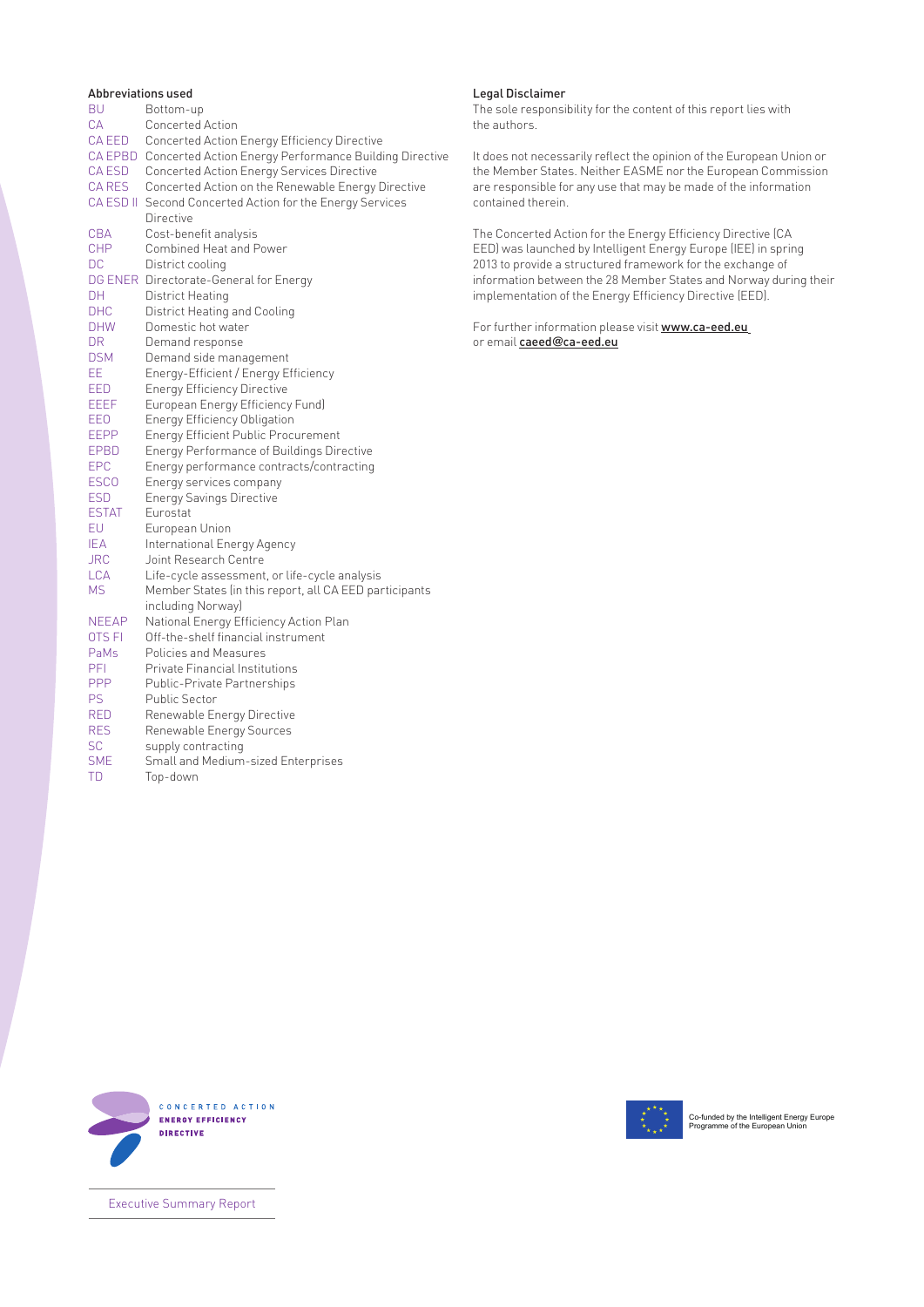## Abbreviations used

| | |
|---|---|
| BU | Bottom-up |
| CA | Concerted Action |
| CA EED | Concerted Action Energy Efficiency Directive |
| CA EPBD | Concerted Action Energy Performance Building Directive |
| CA ESD | Concerted Action Energy Services Directive |
| CA RES | Concerted Action on the Renewable Energy Directive |
| CA ESD II | Second Concerted Action for the Energy Services Directive |
| CBA | Cost-benefit analysis |
| CHP | Combined Heat and Power |
| DC | District cooling |
| DG ENER | Directorate-General for Energy |
| DH | District Heating |
| DHC | District Heating and Cooling |
| DHW | Domestic hot water |
| DR | Demand response |
| DSM | Demand side management |
| EE | Energy-Efficient / Energy Efficiency |
| EED | Energy Efficiency Directive |
| EEEF | European Energy Efficiency Fund) |
| EEO | Energy Efficiency Obligation |
| EEPP | Energy Efficient Public Procurement |
| EPBD | Energy Performance of Buildings Directive |
| EPC | Energy performance contracts/contracting |
| ESCO | Energy services company |
| ESD | Energy Savings Directive |
| ESTAT | Eurostat |
| EU | European Union |
| IEA | International Energy Agency |
| JRC | Joint Research Centre |
| LCA | Life-cycle assessment, or life-cycle analysis |
| MS | Member States (in this report, all CA EED participants including Norway) |
| NEEAP | National Energy Efficiency Action Plan |
| OTS FI | Off-the-shelf financial instrument |
| PaMs | Policies and Measures |
| PFI | Private Financial Institutions |
| PPP | Public-Private Partnerships |
| PS | Public Sector |
| RED | Renewable Energy Directive |
| RES | Renewable Energy Sources |
| SC | supply contracting |
| SME | Small and Medium-sized Enterprises |
| TD | Top-down |

## Legal Disclaimer

The sole responsibility for the content of this report lies with the authors.

It does not necessarily reflect the opinion of the European Union or the Member States. Neither EASME nor the European Commission are responsible for any use that may be made of the information contained therein.

The Concerted Action for the Energy Efficiency Directive (CA EED) was launched by Intelligent Energy Europe (IEE) in spring 2013 to provide a structured framework for the exchange of information between the 28 Member States and Norway during their implementation of the Energy Efficiency Directive (EED).

For further information please visit **www.ca-eed.eu** or email **caeed@ca-eed.eu**

CONCERTED ACTION
ENERGY EFFICIENCY
DIRECTIVE

Co-funded by the Intelligent Energy Europe Programme of the European Union

Executive Summary Report